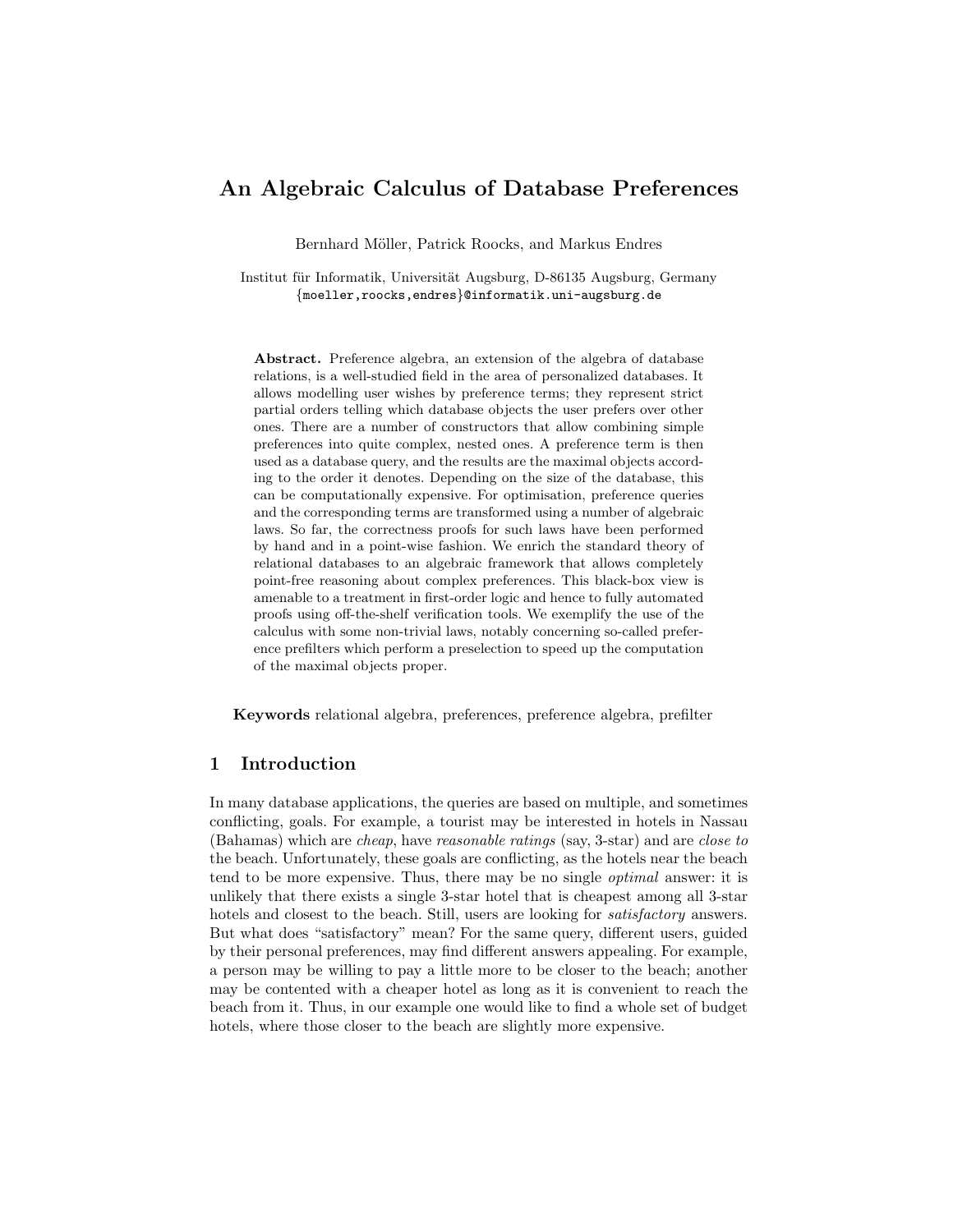# An Algebraic Calculus of Database Preferences

Bernhard Möller, Patrick Roocks, and Markus Endres

Institut für Informatik, Universität Augsburg, D-86135 Augsburg, Germany
{moeller,roocks,endres}@informatik.uni-augsburg.de

**Abstract.** Preference algebra, an extension of the algebra of database relations, is a well-studied field in the area of personalized databases. It allows modelling user wishes by preference terms; they represent strict partial orders telling which database objects the user prefers over other ones. There are a number of constructors that allow combining simple preferences into quite complex, nested ones. A preference term is then used as a database query, and the results are the maximal objects according to the order it denotes. Depending on the size of the database, this can be computationally expensive. For optimisation, preference queries and the corresponding terms are transformed using a number of algebraic laws. So far, the correctness proofs for such laws have been performed by hand and in a point-wise fashion. We enrich the standard theory of relational databases to an algebraic framework that allows completely point-free reasoning about complex preferences. This black-box view is amenable to a treatment in first-order logic and hence to fully automated proofs using off-the-shelf verification tools. We exemplify the use of the calculus with some non-trivial laws, notably concerning so-called preference prefilters which perform a preselection to speed up the computation of the maximal objects proper.

**Keywords** relational algebra, preferences, preference algebra, prefilter

## 1 Introduction

In many database applications, the queries are based on multiple, and sometimes conflicting, goals. For example, a tourist may be interested in hotels in Nassau (Bahamas) which are *cheap*, have *reasonable ratings* (say, 3-star) and are *close to* the beach. Unfortunately, these goals are conflicting, as the hotels near the beach tend to be more expensive. Thus, there may be no single *optimal* answer: it is unlikely that there exists a single 3-star hotel that is cheapest among all 3-star hotels and closest to the beach. Still, users are looking for *satisfactory* answers. But what does "satisfactory" mean? For the same query, different users, guided by their personal preferences, may find different answers appealing. For example, a person may be willing to pay a little more to be closer to the beach; another may be contented with a cheaper hotel as long as it is convenient to reach the beach from it. Thus, in our example one would like to find a whole set of budget hotels, where those closer to the beach are slightly more expensive.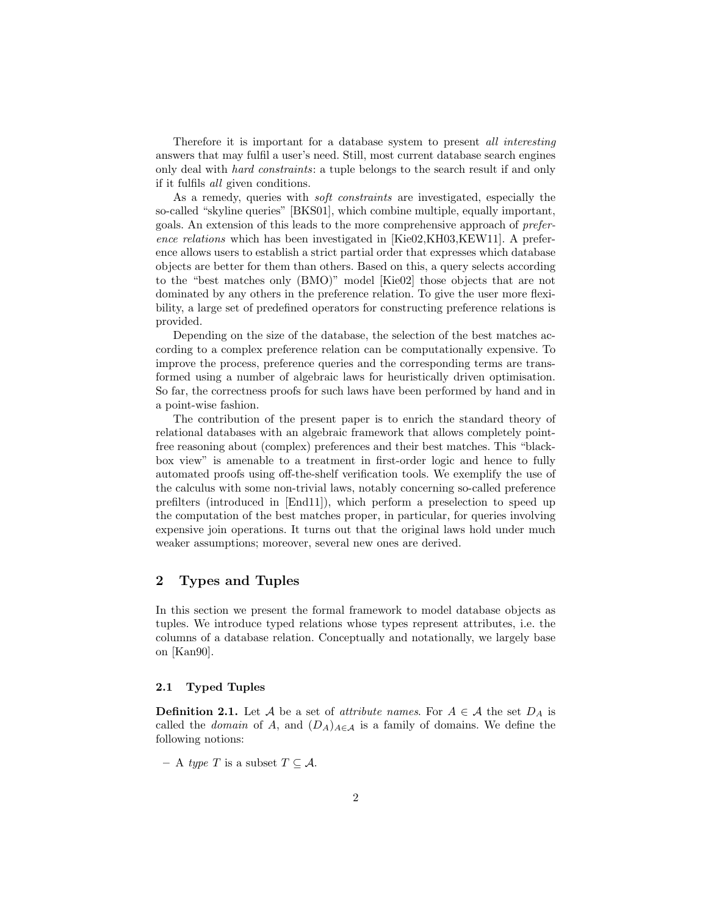Therefore it is important for a database system to present *all interesting* answers that may fulfil a user's need. Still, most current database search engines only deal with *hard constraints*: a tuple belongs to the search result if and only if it fulfils *all* given conditions.

As a remedy, queries with *soft constraints* are investigated, especially the so-called "skyline queries" [BKS01], which combine multiple, equally important, goals. An extension of this leads to the more comprehensive approach of *preference relations* which has been investigated in [Kie02,KH03,KEW11]. A preference allows users to establish a strict partial order that expresses which database objects are better for them than others. Based on this, a query selects according to the "best matches only (BMO)" model [Kie02] those objects that are not dominated by any others in the preference relation. To give the user more flexibility, a large set of predefined operators for constructing preference relations is provided.

Depending on the size of the database, the selection of the best matches according to a complex preference relation can be computationally expensive. To improve the process, preference queries and the corresponding terms are transformed using a number of algebraic laws for heuristically driven optimisation. So far, the correctness proofs for such laws have been performed by hand and in a point-wise fashion.

The contribution of the present paper is to enrich the standard theory of relational databases with an algebraic framework that allows completely point-free reasoning about (complex) preferences and their best matches. This "black-box view" is amenable to a treatment in first-order logic and hence to fully automated proofs using off-the-shelf verification tools. We exemplify the use of the calculus with some non-trivial laws, notably concerning so-called preference prefilters (introduced in [End11]), which perform a preselection to speed up the computation of the best matches proper, in particular, for queries involving expensive join operations. It turns out that the original laws hold under much weaker assumptions; moreover, several new ones are derived.

## 2 Types and Tuples

In this section we present the formal framework to model database objects as tuples. We introduce typed relations whose types represent attributes, i.e. the columns of a database relation. Conceptually and notationally, we largely base on [Kan90].

### 2.1 Typed Tuples

**Definition 2.1.** Let $\mathcal{A}$ be a set of *attribute names*. For $A \in \mathcal{A}$ the set $D_A$ is called the *domain* of $A$, and $(D_A)_{A \in \mathcal{A}}$ is a family of domains. We define the following notions:

- A *type* $T$ is a subset $T \subseteq \mathcal{A}$.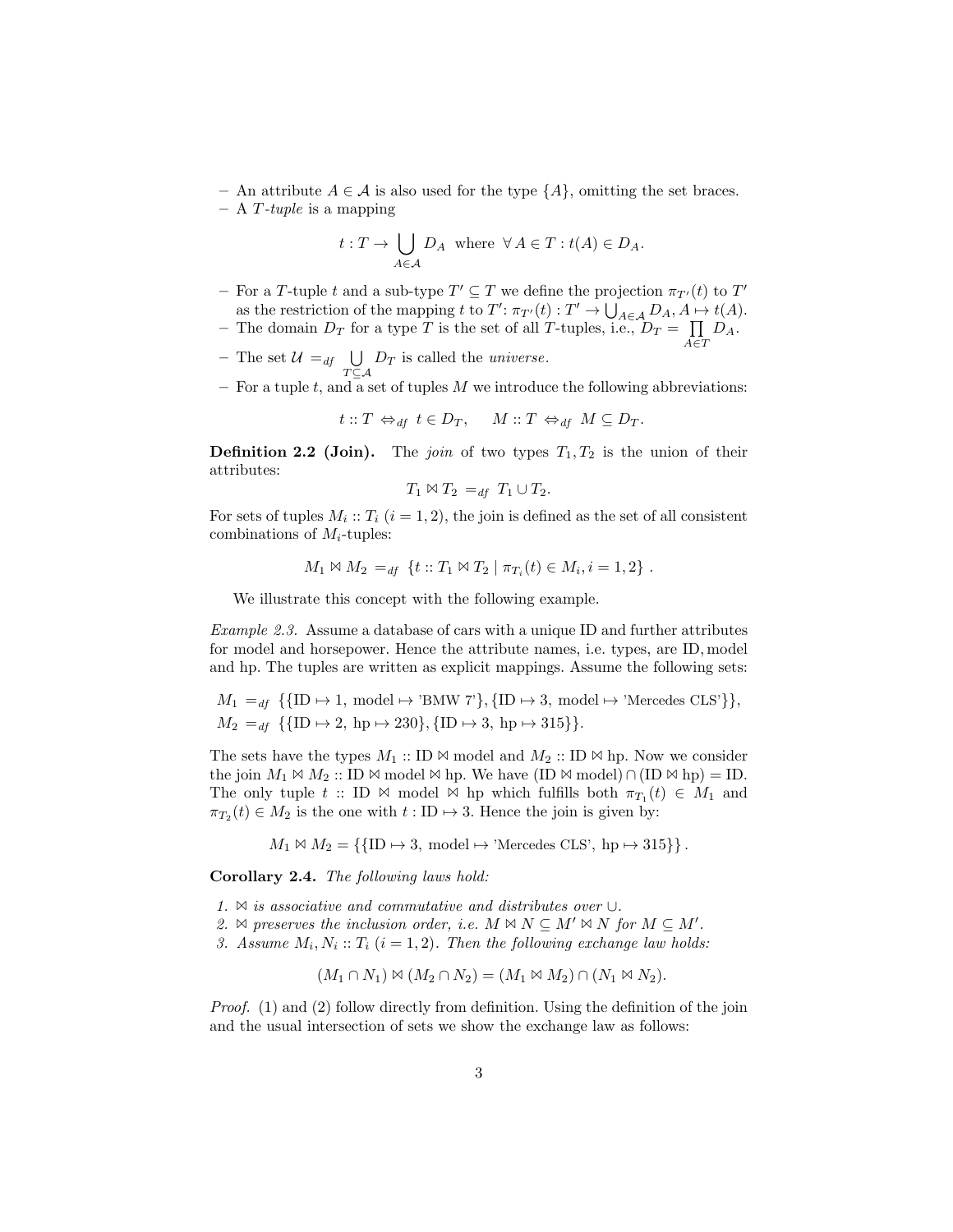- An attribute $A \in \mathcal{A}$ is also used for the type $\{A\}$, omitting the set braces.
- A *T-tuple* is a mapping

$$t : T \to \bigcup_{A \in \mathcal{A}} D_A \ \text{ where } \ \forall\, A \in T : t(A) \in D_A.$$

- For a $T$-tuple $t$ and a sub-type $T' \subseteq T$ we define the projection $\pi_{T'}(t)$ to $T'$ as the restriction of the mapping $t$ to $T'$: $\pi_{T'}(t) : T' \to \bigcup_{A \in \mathcal{A}} D_A, A \mapsto t(A)$.
- The domain $D_T$ for a type $T$ is the set of all $T$-tuples, i.e., $D_T = \prod_{A \in T} D_A$.
- The set $\mathcal{U} =_{df} \bigcup_{T \subseteq \mathcal{A}} D_T$ is called the *universe*.
- For a tuple $t$, and a set of tuples $M$ we introduce the following abbreviations:

$$t :: T \ \Leftrightarrow_{df} \ t \in D_T, \qquad M :: T \ \Leftrightarrow_{df} \ M \subseteq D_T.$$

**Definition 2.2 (Join).** The *join* of two types $T_1, T_2$ is the union of their attributes:

$$T_1 \bowtie T_2 \ =_{df} \ T_1 \cup T_2.$$

For sets of tuples $M_i :: T_i$ $(i = 1, 2)$, the join is defined as the set of all consistent combinations of $M_i$-tuples:

$$M_1 \bowtie M_2 \ =_{df} \ \{t :: T_1 \bowtie T_2 \mid \pi_{T_i}(t) \in M_i, i = 1, 2\} \ .$$

We illustrate this concept with the following example.

*Example 2.3.* Assume a database of cars with a unique ID and further attributes for model and horsepower. Hence the attribute names, i.e. types, are ID, model and hp. The tuples are written as explicit mappings. Assume the following sets:

$$M_1 \ =_{df} \ \{\{\text{ID} \mapsto 1, \ \text{model} \mapsto \text{'BMW 7'}\}, \{\text{ID} \mapsto 3, \ \text{model} \mapsto \text{'Mercedes CLS'}\}\},$$
$$M_2 \ =_{df} \ \{\{\text{ID} \mapsto 2, \ \text{hp} \mapsto 230\}, \{\text{ID} \mapsto 3, \ \text{hp} \mapsto 315\}\}.$$

The sets have the types $M_1 :: \text{ID} \bowtie \text{model}$ and $M_2 :: \text{ID} \bowtie \text{hp}$. Now we consider the join $M_1 \bowtie M_2 :: \text{ID} \bowtie \text{model} \bowtie \text{hp}$. We have $(\text{ID} \bowtie \text{model}) \cap (\text{ID} \bowtie \text{hp}) = \text{ID}$. The only tuple $t :: \text{ID} \bowtie \text{model} \bowtie \text{hp}$ which fulfills both $\pi_{T_1}(t) \in M_1$ and $\pi_{T_2}(t) \in M_2$ is the one with $t : \text{ID} \mapsto 3$. Hence the join is given by:

$$M_1 \bowtie M_2 = \{\{\text{ID} \mapsto 3, \ \text{model} \mapsto \text{'Mercedes CLS'}, \ \text{hp} \mapsto 315\}\} \, .$$

**Corollary 2.4.** *The following laws hold:*

1. *$\bowtie$ is associative and commutative and distributes over $\cup$.*
2. *$\bowtie$ preserves the inclusion order, i.e. $M \bowtie N \subseteq M' \bowtie N$ for $M \subseteq M'$.*
3. *Assume $M_i, N_i :: T_i$ $(i = 1, 2)$. Then the following exchange law holds:*

$$(M_1 \cap N_1) \bowtie (M_2 \cap N_2) = (M_1 \bowtie M_2) \cap (N_1 \bowtie N_2).$$

*Proof.* (1) and (2) follow directly from definition. Using the definition of the join and the usual intersection of sets we show the exchange law as follows: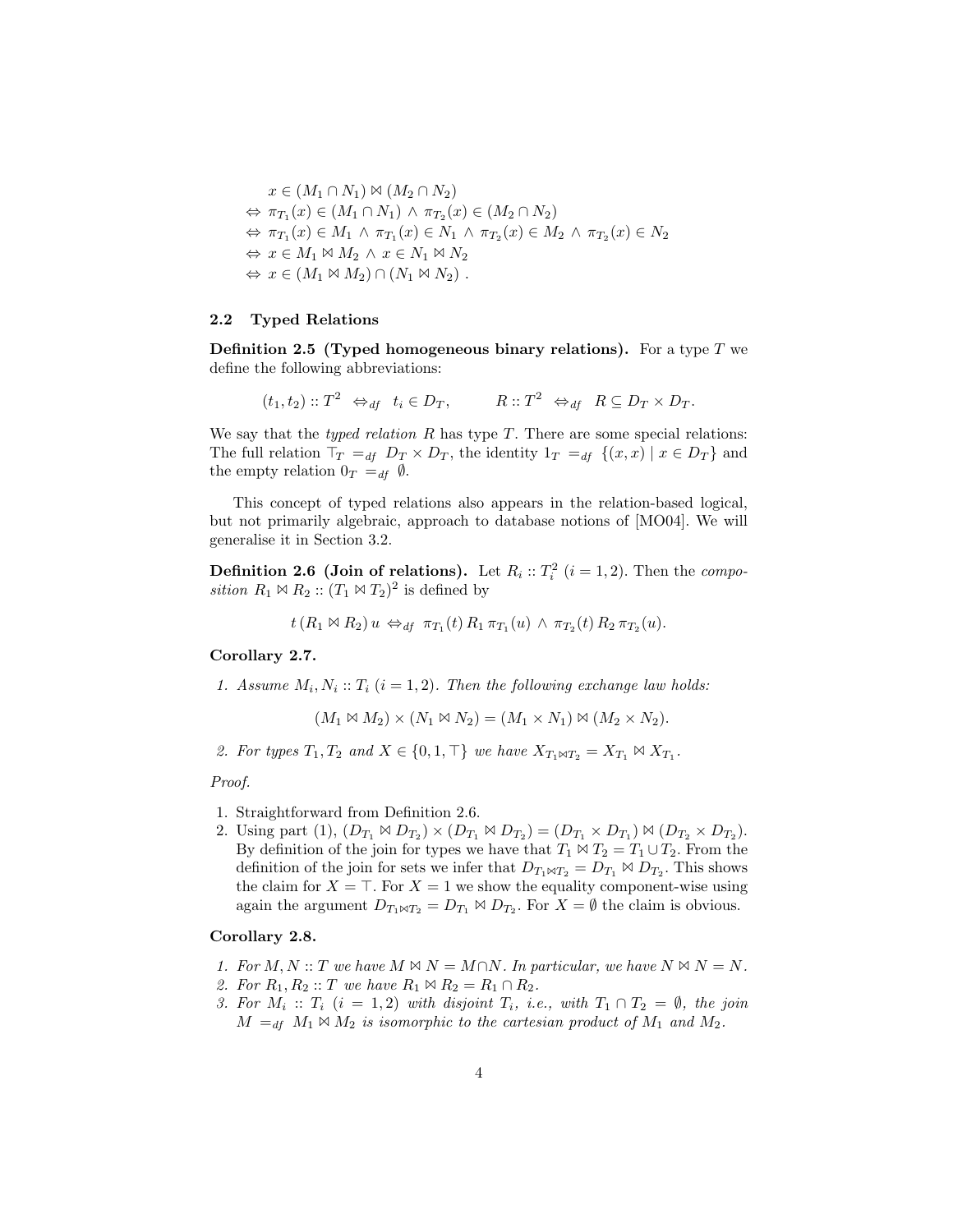$$
\begin{aligned}
& x \in (M_1 \cap N_1) \bowtie (M_2 \cap N_2) \\
\Leftrightarrow\ & \pi_{T_1}(x) \in (M_1 \cap N_1) \wedge \pi_{T_2}(x) \in (M_2 \cap N_2) \\
\Leftrightarrow\ & \pi_{T_1}(x) \in M_1 \wedge \pi_{T_1}(x) \in N_1 \wedge \pi_{T_2}(x) \in M_2 \wedge \pi_{T_2}(x) \in N_2 \\
\Leftrightarrow\ & x \in M_1 \bowtie M_2 \wedge x \in N_1 \bowtie N_2 \\
\Leftrightarrow\ & x \in (M_1 \bowtie M_2) \cap (N_1 \bowtie N_2)\ .
\end{aligned}
$$

### 2.2 Typed Relations

**Definition 2.5 (Typed homogeneous binary relations).** For a type $T$ we define the following abbreviations:

$$
(t_1, t_2) :: T^2 \;\Leftrightarrow_{df}\; t_i \in D_T, \qquad\qquad R :: T^2 \;\Leftrightarrow_{df}\; R \subseteq D_T \times D_T.
$$

We say that the *typed relation* $R$ has type $T$. There are some special relations: The full relation $\top_T =_{df} D_T \times D_T$, the identity $1_T =_{df} \{(x, x) \mid x \in D_T\}$ and the empty relation $0_T =_{df} \emptyset$.

This concept of typed relations also appears in the relation-based logical, but not primarily algebraic, approach to database notions of [MO04]. We will generalise it in Section 3.2.

**Definition 2.6 (Join of relations).** Let $R_i :: T_i^2$ $(i = 1, 2)$. Then the *composition* $R_1 \bowtie R_2 :: (T_1 \bowtie T_2)^2$ is defined by

$$
t\,(R_1 \bowtie R_2)\,u \;\Leftrightarrow_{df}\; \pi_{T_1}(t)\,R_1\,\pi_{T_1}(u) \;\wedge\; \pi_{T_2}(t)\,R_2\,\pi_{T_2}(u).
$$

**Corollary 2.7.**

1. *Assume $M_i, N_i :: T_i$ $(i = 1, 2)$. Then the following exchange law holds:*

$$
(M_1 \bowtie M_2) \times (N_1 \bowtie N_2) = (M_1 \times N_1) \bowtie (M_2 \times N_2).
$$

2. *For types $T_1, T_2$ and $X \in \{0, 1, \top\}$ we have $X_{T_1 \bowtie T_2} = X_{T_1} \bowtie X_{T_1}$.*

*Proof.*

1. Straightforward from Definition 2.6.
2. Using part (1), $(D_{T_1} \bowtie D_{T_2}) \times (D_{T_1} \bowtie D_{T_2}) = (D_{T_1} \times D_{T_1}) \bowtie (D_{T_2} \times D_{T_2})$. By definition of the join for types we have that $T_1 \bowtie T_2 = T_1 \cup T_2$. From the definition of the join for sets we infer that $D_{T_1 \bowtie T_2} = D_{T_1} \bowtie D_{T_2}$. This shows the claim for $X = \top$. For $X = 1$ we show the equality component-wise using again the argument $D_{T_1 \bowtie T_2} = D_{T_1} \bowtie D_{T_2}$. For $X = \emptyset$ the claim is obvious.

**Corollary 2.8.**

1. *For $M, N :: T$ we have $M \bowtie N = M \cap N$. In particular, we have $N \bowtie N = N$.*
2. *For $R_1, R_2 :: T$ we have $R_1 \bowtie R_2 = R_1 \cap R_2$.*
3. *For $M_i :: T_i$ $(i = 1, 2)$ with disjoint $T_i$, i.e., with $T_1 \cap T_2 = \emptyset$, the join $M =_{df} M_1 \bowtie M_2$ is isomorphic to the cartesian product of $M_1$ and $M_2$.*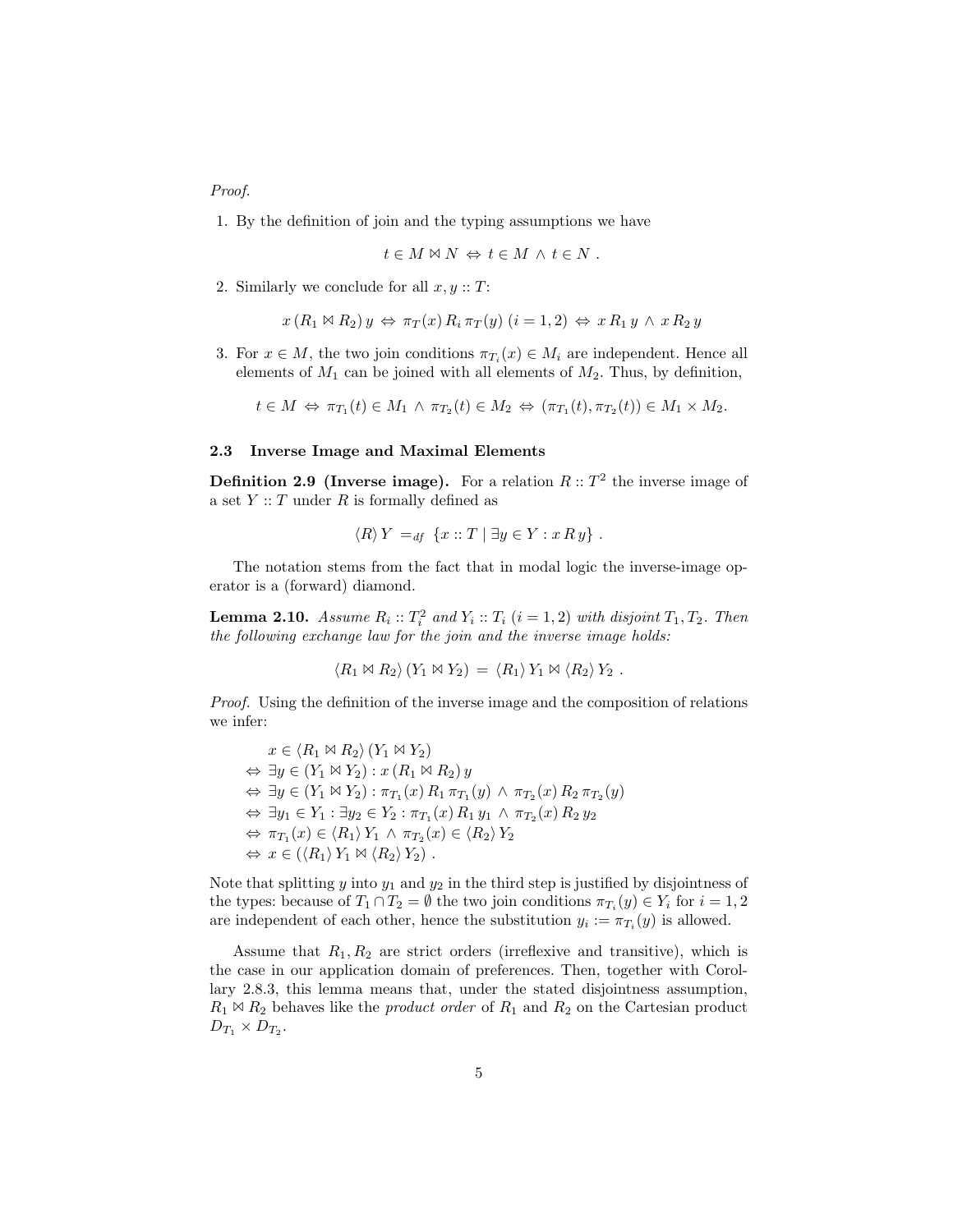*Proof.*

1. By the definition of join and the typing assumptions we have

$$t \in M \bowtie N \Leftrightarrow t \in M \wedge t \in N \ .$$

2. Similarly we conclude for all $x, y :: T$:

$$x\,(R_1 \bowtie R_2)\,y \Leftrightarrow \pi_T(x)\,R_i\,\pi_T(y)\ (i = 1, 2) \Leftrightarrow x\,R_1\,y \wedge x\,R_2\,y$$

3. For $x \in M$, the two join conditions $\pi_{T_i}(x) \in M_i$ are independent. Hence all elements of $M_1$ can be joined with all elements of $M_2$. Thus, by definition,

$$t \in M \Leftrightarrow \pi_{T_1}(t) \in M_1 \wedge \pi_{T_2}(t) \in M_2 \Leftrightarrow (\pi_{T_1}(t), \pi_{T_2}(t)) \in M_1 \times M_2.$$

### 2.3 Inverse Image and Maximal Elements

**Definition 2.9 (Inverse image).** For a relation $R :: T^2$ the inverse image of a set $Y :: T$ under $R$ is formally defined as

$$\langle R \rangle\, Y \ =_{df}\ \{x :: T \mid \exists y \in Y : x\,R\,y\} \ .$$

The notation stems from the fact that in modal logic the inverse-image operator is a (forward) diamond.

**Lemma 2.10.** *Assume $R_i :: T_i^2$ and $Y_i :: T_i$ $(i = 1, 2)$ with disjoint $T_1, T_2$. Then the following exchange law for the join and the inverse image holds:*

$$\langle R_1 \bowtie R_2 \rangle\, (Y_1 \bowtie Y_2) \ =\ \langle R_1 \rangle\, Y_1 \bowtie \langle R_2 \rangle\, Y_2 \ .$$

*Proof.* Using the definition of the inverse image and the composition of relations we infer:

$$\begin{aligned}
& x \in \langle R_1 \bowtie R_2 \rangle\, (Y_1 \bowtie Y_2) \\
\Leftrightarrow\ & \exists y \in (Y_1 \bowtie Y_2) : x\,(R_1 \bowtie R_2)\,y \\
\Leftrightarrow\ & \exists y \in (Y_1 \bowtie Y_2) : \pi_{T_1}(x)\,R_1\,\pi_{T_1}(y) \wedge \pi_{T_2}(x)\,R_2\,\pi_{T_2}(y) \\
\Leftrightarrow\ & \exists y_1 \in Y_1 : \exists y_2 \in Y_2 : \pi_{T_1}(x)\,R_1\,y_1 \wedge \pi_{T_2}(x)\,R_2\,y_2 \\
\Leftrightarrow\ & \pi_{T_1}(x) \in \langle R_1 \rangle\, Y_1 \wedge \pi_{T_2}(x) \in \langle R_2 \rangle\, Y_2 \\
\Leftrightarrow\ & x \in (\langle R_1 \rangle\, Y_1 \bowtie \langle R_2 \rangle\, Y_2) \ .
\end{aligned}$$

Note that splitting $y$ into $y_1$ and $y_2$ in the third step is justified by disjointness of the types: because of $T_1 \cap T_2 = \emptyset$ the two join conditions $\pi_{T_i}(y) \in Y_i$ for $i = 1, 2$ are independent of each other, hence the substitution $y_i := \pi_{T_i}(y)$ is allowed.

Assume that $R_1, R_2$ are strict orders (irreflexive and transitive), which is the case in our application domain of preferences. Then, together with Corollary 2.8.3, this lemma means that, under the stated disjointness assumption, $R_1 \bowtie R_2$ behaves like the *product order* of $R_1$ and $R_2$ on the Cartesian product $D_{T_1} \times D_{T_2}$.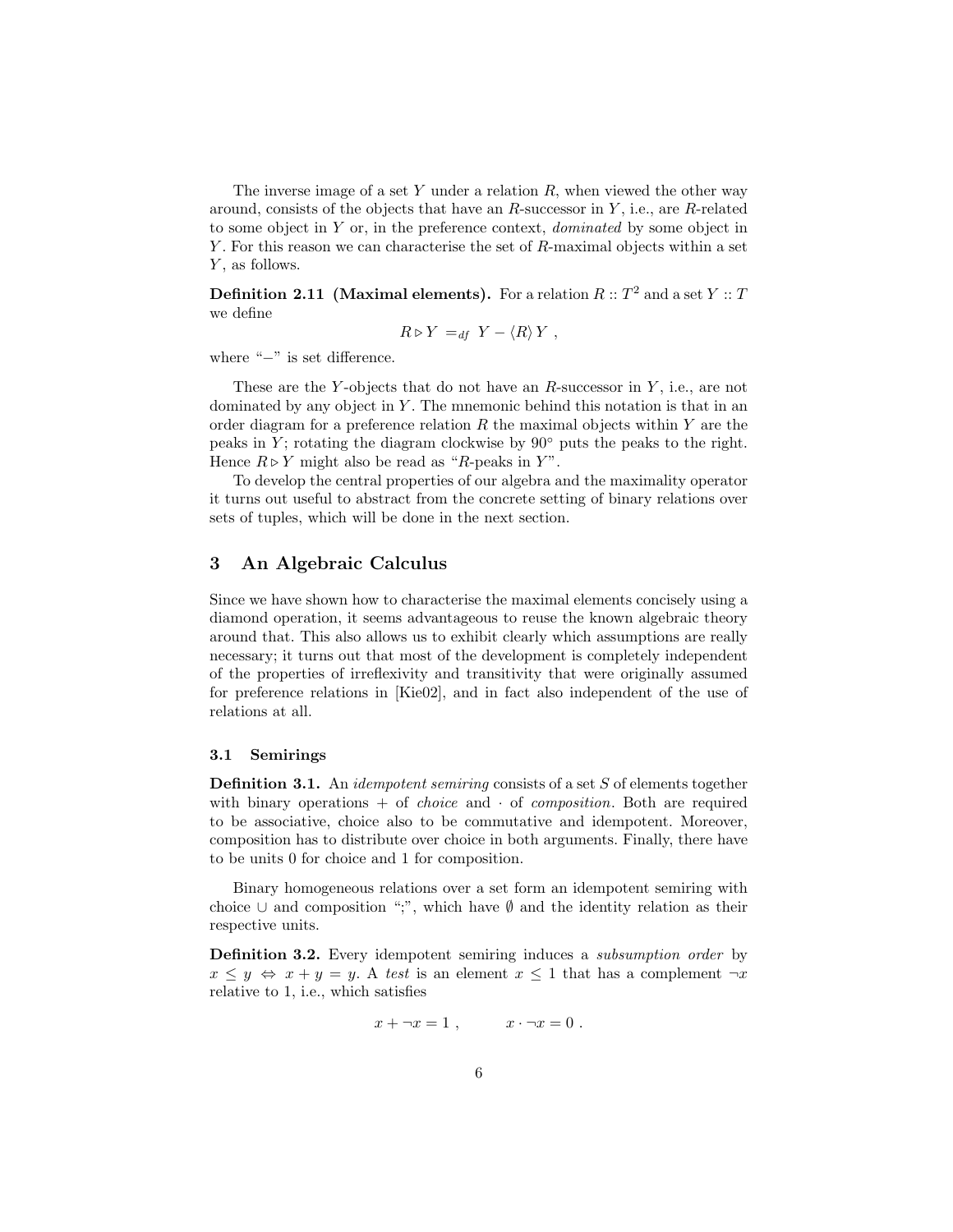The inverse image of a set $Y$ under a relation $R$, when viewed the other way around, consists of the objects that have an $R$-successor in $Y$, i.e., are $R$-related to some object in $Y$ or, in the preference context, *dominated* by some object in $Y$. For this reason we can characterise the set of $R$-maximal objects within a set $Y$, as follows.

**Definition 2.11 (Maximal elements).** For a relation $R :: T^2$ and a set $Y :: T$ we define

$$R \triangleright Y \ =_{df} \ Y - \langle R \rangle \, Y \ ,$$

where "$-$" is set difference.

These are the $Y$-objects that do not have an $R$-successor in $Y$, i.e., are not dominated by any object in $Y$. The mnemonic behind this notation is that in an order diagram for a preference relation $R$ the maximal objects within $Y$ are the peaks in $Y$; rotating the diagram clockwise by 90° puts the peaks to the right. Hence $R \triangleright Y$ might also be read as "$R$-peaks in $Y$".

To develop the central properties of our algebra and the maximality operator it turns out useful to abstract from the concrete setting of binary relations over sets of tuples, which will be done in the next section.

## 3 An Algebraic Calculus

Since we have shown how to characterise the maximal elements concisely using a diamond operation, it seems advantageous to reuse the known algebraic theory around that. This also allows us to exhibit clearly which assumptions are really necessary; it turns out that most of the development is completely independent of the properties of irreflexivity and transitivity that were originally assumed for preference relations in [Kie02], and in fact also independent of the use of relations at all.

### 3.1 Semirings

**Definition 3.1.** An *idempotent semiring* consists of a set $S$ of elements together with binary operations $+$ of *choice* and $\cdot$ of *composition*. Both are required to be associative, choice also to be commutative and idempotent. Moreover, composition has to distribute over choice in both arguments. Finally, there have to be units 0 for choice and 1 for composition.

Binary homogeneous relations over a set form an idempotent semiring with choice $\cup$ and composition ";", which have $\emptyset$ and the identity relation as their respective units.

**Definition 3.2.** Every idempotent semiring induces a *subsumption order* by $x \leq y \Leftrightarrow x + y = y$. A *test* is an element $x \leq 1$ that has a complement $\neg x$ relative to 1, i.e., which satisfies

$$x + \neg x = 1 \ , \qquad x \cdot \neg x = 0 \ .$$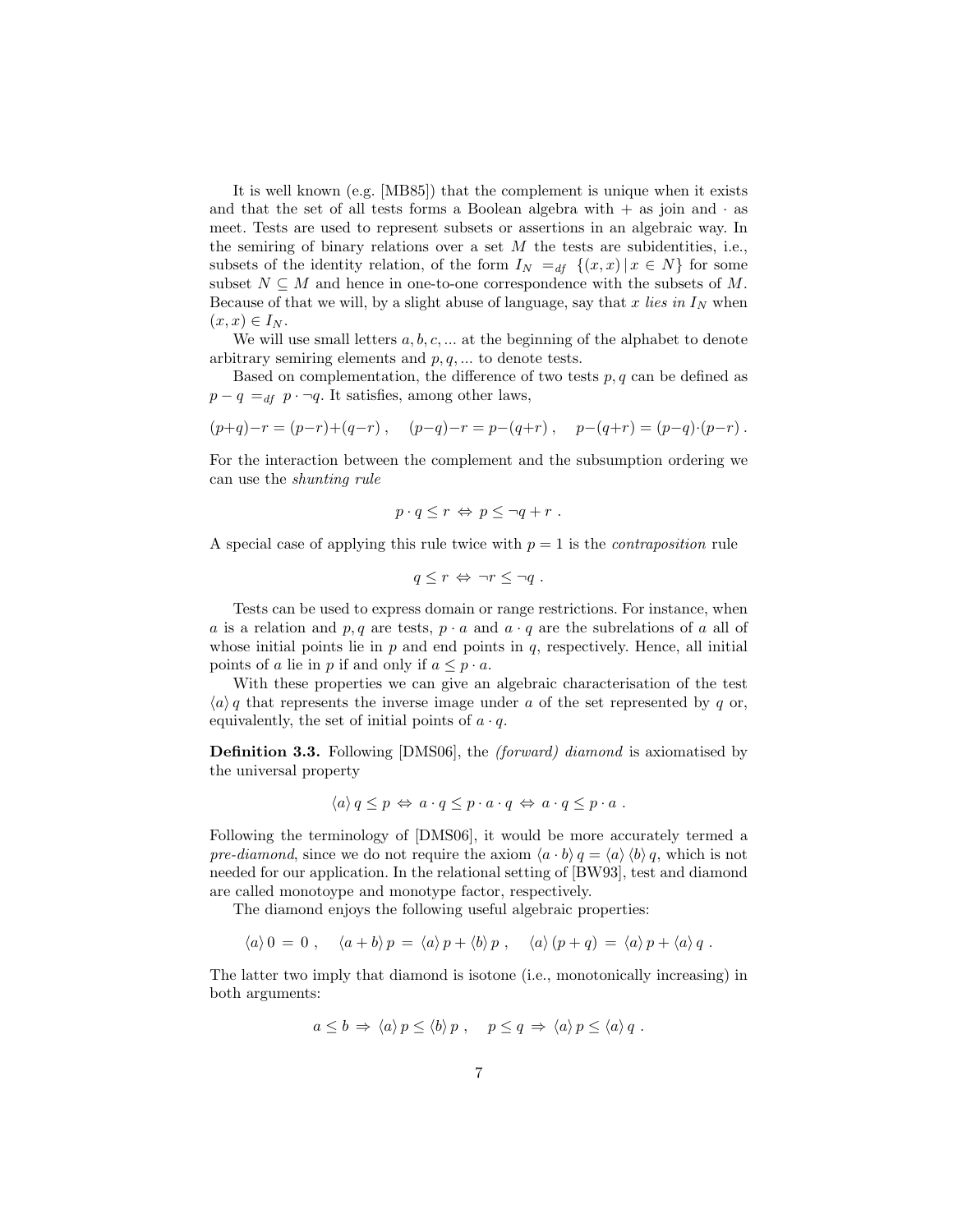It is well known (e.g. [MB85]) that the complement is unique when it exists and that the set of all tests forms a Boolean algebra with $+$ as join and $\cdot$ as meet. Tests are used to represent subsets or assertions in an algebraic way. In the semiring of binary relations over a set $M$ the tests are subidentities, i.e., subsets of the identity relation, of the form $I_N =_{df} \{(x,x) \,|\, x \in N\}$ for some subset $N \subseteq M$ and hence in one-to-one correspondence with the subsets of $M$. Because of that we will, by a slight abuse of language, say that $x$ *lies in* $I_N$ when $(x,x) \in I_N$.

We will use small letters $a, b, c, \ldots$ at the beginning of the alphabet to denote arbitrary semiring elements and $p, q, \ldots$ to denote tests.

Based on complementation, the difference of two tests $p, q$ can be defined as $p - q =_{df} p \cdot \neg q$. It satisfies, among other laws,

$$(p+q)-r = (p-r)+(q-r)\ , \quad (p-q)-r = p-(q+r)\ , \quad p-(q+r) = (p-q)\cdot(p-r)\ .$$

For the interaction between the complement and the subsumption ordering we can use the *shunting rule*

$$p \cdot q \leq r \;\Leftrightarrow\; p \leq \neg q + r\ .$$

A special case of applying this rule twice with $p = 1$ is the *contraposition* rule

$$q \leq r \;\Leftrightarrow\; \neg r \leq \neg q\ .$$

Tests can be used to express domain or range restrictions. For instance, when $a$ is a relation and $p, q$ are tests, $p \cdot a$ and $a \cdot q$ are the subrelations of $a$ all of whose initial points lie in $p$ and end points in $q$, respectively. Hence, all initial points of $a$ lie in $p$ if and only if $a \leq p \cdot a$.

With these properties we can give an algebraic characterisation of the test $\langle a \rangle\, q$ that represents the inverse image under $a$ of the set represented by $q$ or, equivalently, the set of initial points of $a \cdot q$.

**Definition 3.3.** Following [DMS06], the *(forward) diamond* is axiomatised by the universal property

$$\langle a \rangle\, q \leq p \;\Leftrightarrow\; a \cdot q \leq p \cdot a \cdot q \;\Leftrightarrow\; a \cdot q \leq p \cdot a\ .$$

Following the terminology of [DMS06], it would be more accurately termed a *pre-diamond*, since we do not require the axiom $\langle a \cdot b \rangle\, q = \langle a \rangle\, \langle b \rangle\, q$, which is not needed for our application. In the relational setting of [BW93], test and diamond are called monotoype and monotype factor, respectively.

The diamond enjoys the following useful algebraic properties:

$$\langle a \rangle\, 0 \;=\; 0\ , \quad \langle a + b \rangle\, p \;=\; \langle a \rangle\, p + \langle b \rangle\, p\ , \quad \langle a \rangle\, (p + q) \;=\; \langle a \rangle\, p + \langle a \rangle\, q\ .$$

The latter two imply that diamond is isotone (i.e., monotonically increasing) in both arguments:

$$a \leq b \;\Rightarrow\; \langle a \rangle\, p \leq \langle b \rangle\, p\ , \quad p \leq q \;\Rightarrow\; \langle a \rangle\, p \leq \langle a \rangle\, q\ .$$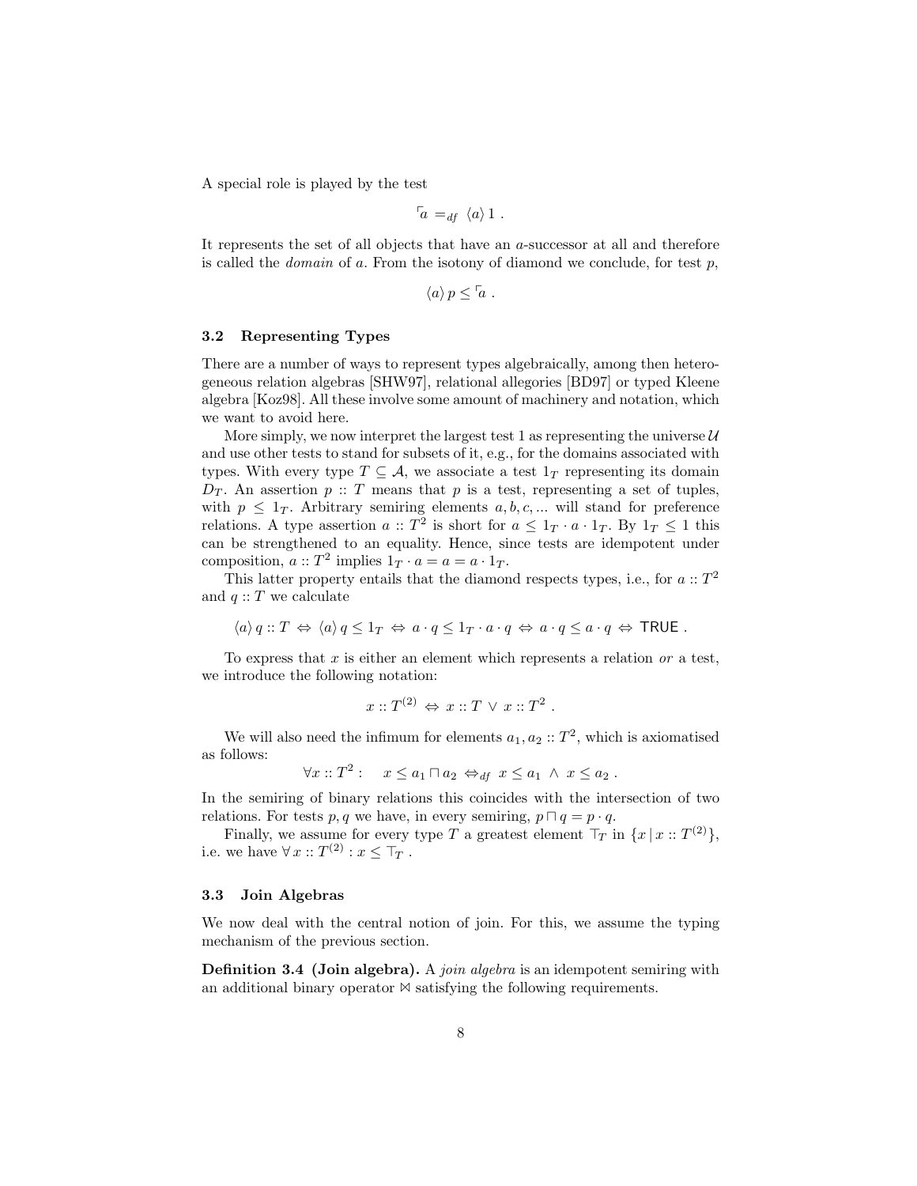A special role is played by the test

$$\ulcorner a =_{df} \langle a \rangle 1 .$$

It represents the set of all objects that have an $a$-successor at all and therefore is called the *domain* of $a$. From the isotony of diamond we conclude, for test $p$,

$$\langle a \rangle p \leq \ulcorner a .$$

### 3.2 Representing Types

There are a number of ways to represent types algebraically, among then heterogeneous relation algebras [SHW97], relational allegories [BD97] or typed Kleene algebra [Koz98]. All these involve some amount of machinery and notation, which we want to avoid here.

More simply, we now interpret the largest test 1 as representing the universe $\mathcal{U}$ and use other tests to stand for subsets of it, e.g., for the domains associated with types. With every type $T \subseteq \mathcal{A}$, we associate a test $1_T$ representing its domain $D_T$. An assertion $p :: T$ means that $p$ is a test, representing a set of tuples, with $p \leq 1_T$. Arbitrary semiring elements $a, b, c, ...$ will stand for preference relations. A type assertion $a :: T^2$ is short for $a \leq 1_T \cdot a \cdot 1_T$. By $1_T \leq 1$ this can be strengthened to an equality. Hence, since tests are idempotent under composition, $a :: T^2$ implies $1_T \cdot a = a = a \cdot 1_T$.

This latter property entails that the diamond respects types, i.e., for $a :: T^2$ and $q :: T$ we calculate

$$\langle a \rangle q :: T \Leftrightarrow \langle a \rangle q \leq 1_T \Leftrightarrow a \cdot q \leq 1_T \cdot a \cdot q \Leftrightarrow a \cdot q \leq a \cdot q \Leftrightarrow \mathsf{TRUE} .$$

To express that $x$ is either an element which represents a relation *or* a test, we introduce the following notation:

$$x :: T^{(2)} \Leftrightarrow x :: T \vee x :: T^2 .$$

We will also need the infimum for elements $a_1, a_2 :: T^2$, which is axiomatised as follows:

$$\forall x :: T^2 : \quad x \leq a_1 \sqcap a_2 \Leftrightarrow_{df} x \leq a_1 \wedge x \leq a_2 .$$

In the semiring of binary relations this coincides with the intersection of two relations. For tests $p, q$ we have, in every semiring, $p \sqcap q = p \cdot q$.

Finally, we assume for every type $T$ a greatest element $\top_T$ in $\{x \mid x :: T^{(2)}\}$, i.e. we have $\forall\, x :: T^{(2)} : x \leq \top_T$ .

### 3.3 Join Algebras

We now deal with the central notion of join. For this, we assume the typing mechanism of the previous section.

**Definition 3.4 (Join algebra).** A *join algebra* is an idempotent semiring with an additional binary operator $\bowtie$ satisfying the following requirements.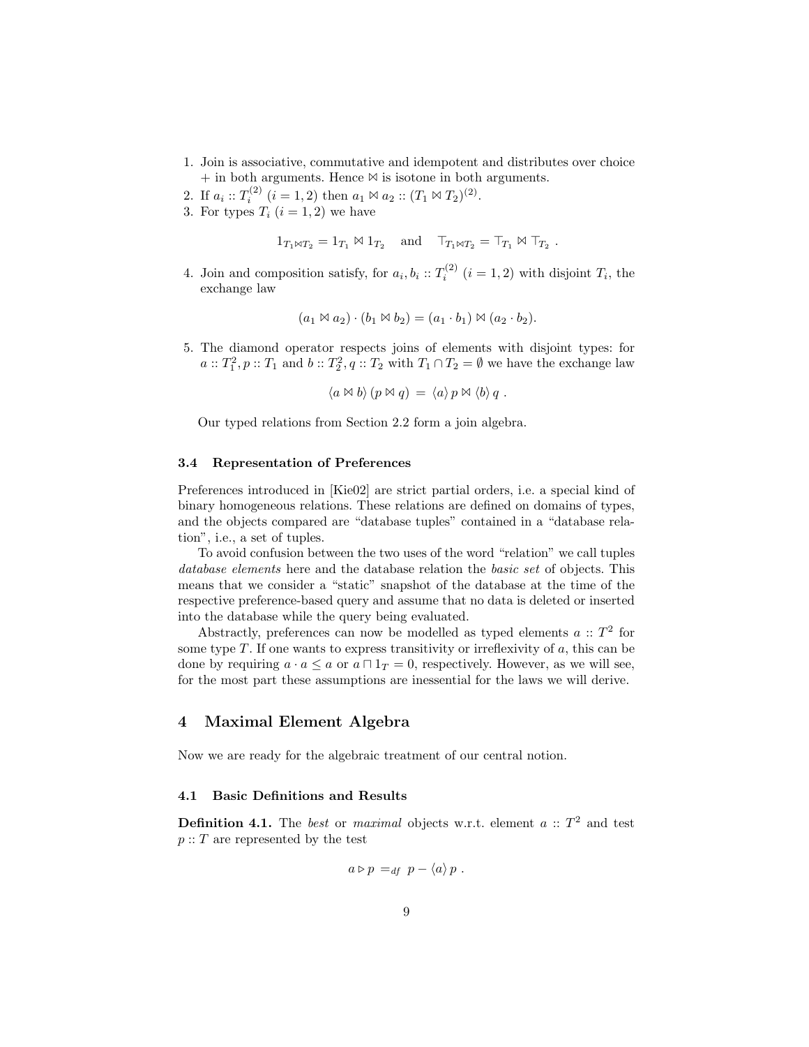1. Join is associative, commutative and idempotent and distributes over choice $+$ in both arguments. Hence $\bowtie$ is isotone in both arguments.
2. If $a_i :: T_i^{(2)}$ $(i = 1, 2)$ then $a_1 \bowtie a_2 :: (T_1 \bowtie T_2)^{(2)}$.
3. For types $T_i$ $(i = 1, 2)$ we have

$$1_{T_1 \bowtie T_2} = 1_{T_1} \bowtie 1_{T_2} \quad \text{and} \quad \top_{T_1 \bowtie T_2} = \top_{T_1} \bowtie \top_{T_2} \ .$$

4. Join and composition satisfy, for $a_i, b_i :: T_i^{(2)}$ $(i = 1, 2)$ with disjoint $T_i$, the exchange law

$$(a_1 \bowtie a_2) \cdot (b_1 \bowtie b_2) = (a_1 \cdot b_1) \bowtie (a_2 \cdot b_2).$$

5. The diamond operator respects joins of elements with disjoint types: for $a :: T_1^2, p :: T_1$ and $b :: T_2^2, q :: T_2$ with $T_1 \cap T_2 = \emptyset$ we have the exchange law

$$\langle a \bowtie b \rangle \, (p \bowtie q) \; = \; \langle a \rangle \, p \bowtie \langle b \rangle \, q \ .$$

Our typed relations from Section 2.2 form a join algebra.

### 3.4 Representation of Preferences

Preferences introduced in [Kie02] are strict partial orders, i.e. a special kind of binary homogeneous relations. These relations are defined on domains of types, and the objects compared are "database tuples" contained in a "database relation", i.e., a set of tuples.

To avoid confusion between the two uses of the word "relation" we call tuples *database elements* here and the database relation the *basic set* of objects. This means that we consider a "static" snapshot of the database at the time of the respective preference-based query and assume that no data is deleted or inserted into the database while the query being evaluated.

Abstractly, preferences can now be modelled as typed elements $a :: T^2$ for some type $T$. If one wants to express transitivity or irreflexivity of $a$, this can be done by requiring $a \cdot a \leq a$ or $a \sqcap 1_T = 0$, respectively. However, as we will see, for the most part these assumptions are inessential for the laws we will derive.

## 4 Maximal Element Algebra

Now we are ready for the algebraic treatment of our central notion.

### 4.1 Basic Definitions and Results

**Definition 4.1.** The *best* or *maximal* objects w.r.t. element $a :: T^2$ and test $p :: T$ are represented by the test

$$a \rhd p \; =_{df} \; p - \langle a \rangle \, p \ .$$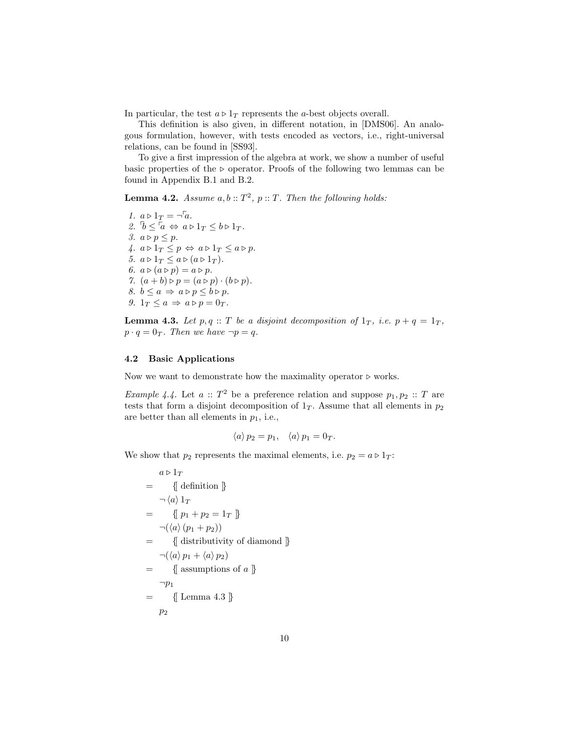In particular, the test $a \triangleright 1_T$ represents the $a$-best objects overall.

This definition is also given, in different notation, in [DMS06]. An analogous formulation, however, with tests encoded as vectors, i.e., right-universal relations, can be found in [SS93].

To give a first impression of the algebra at work, we show a number of useful basic properties of the $\triangleright$ operator. Proofs of the following two lemmas can be found in Appendix B.1 and B.2.

**Lemma 4.2.** *Assume $a, b :: T^2$, $p :: T$. Then the following holds:*

1. $a \triangleright 1_T = \neg\ulcorner a$.
2. $\ulcorner b \leq \ulcorner a \Leftrightarrow a \triangleright 1_T \leq b \triangleright 1_T$.
3. $a \triangleright p \leq p$.
4. $a \triangleright 1_T \leq p \Leftrightarrow a \triangleright 1_T \leq a \triangleright p$.
5. $a \triangleright 1_T \leq a \triangleright (a \triangleright 1_T)$.
6. $a \triangleright (a \triangleright p) = a \triangleright p$.
7. $(a + b) \triangleright p = (a \triangleright p) \cdot (b \triangleright p)$.
8. $b \leq a \Rightarrow a \triangleright p \leq b \triangleright p$.
9. $1_T \leq a \Rightarrow a \triangleright p = 0_T$.

**Lemma 4.3.** *Let $p, q :: T$ be a disjoint decomposition of $1_T$, i.e. $p + q = 1_T$, $p \cdot q = 0_T$. Then we have $\neg p = q$.*

### 4.2 Basic Applications

Now we want to demonstrate how the maximality operator $\triangleright$ works.

*Example 4.4.* Let $a :: T^2$ be a preference relation and suppose $p_1, p_2 :: T$ are tests that form a disjoint decomposition of $1_T$. Assume that all elements in $p_2$ are better than all elements in $p_1$, i.e.,

$$\langle a \rangle \, p_2 = p_1, \quad \langle a \rangle \, p_1 = 0_T.$$

We show that $p_2$ represents the maximal elements, i.e. $p_2 = a \triangleright 1_T$:

$$
\begin{aligned}
& a \triangleright 1_T \\
= \quad & \{\!\![ \text{ definition } ]\!\!\} \\
& \neg \langle a \rangle \, 1_T \\
= \quad & \{\!\![ \; p_1 + p_2 = 1_T \; ]\!\!\} \\
& \neg(\langle a \rangle \, (p_1 + p_2)) \\
= \quad & \{\!\![ \text{ distributivity of diamond } ]\!\!\} \\
& \neg(\langle a \rangle \, p_1 + \langle a \rangle \, p_2) \\
= \quad & \{\!\![ \text{ assumptions of } a \; ]\!\!\} \\
& \neg p_1 \\
= \quad & \{\!\![ \text{ Lemma 4.3 } ]\!\!\} \\
& p_2
\end{aligned}
$$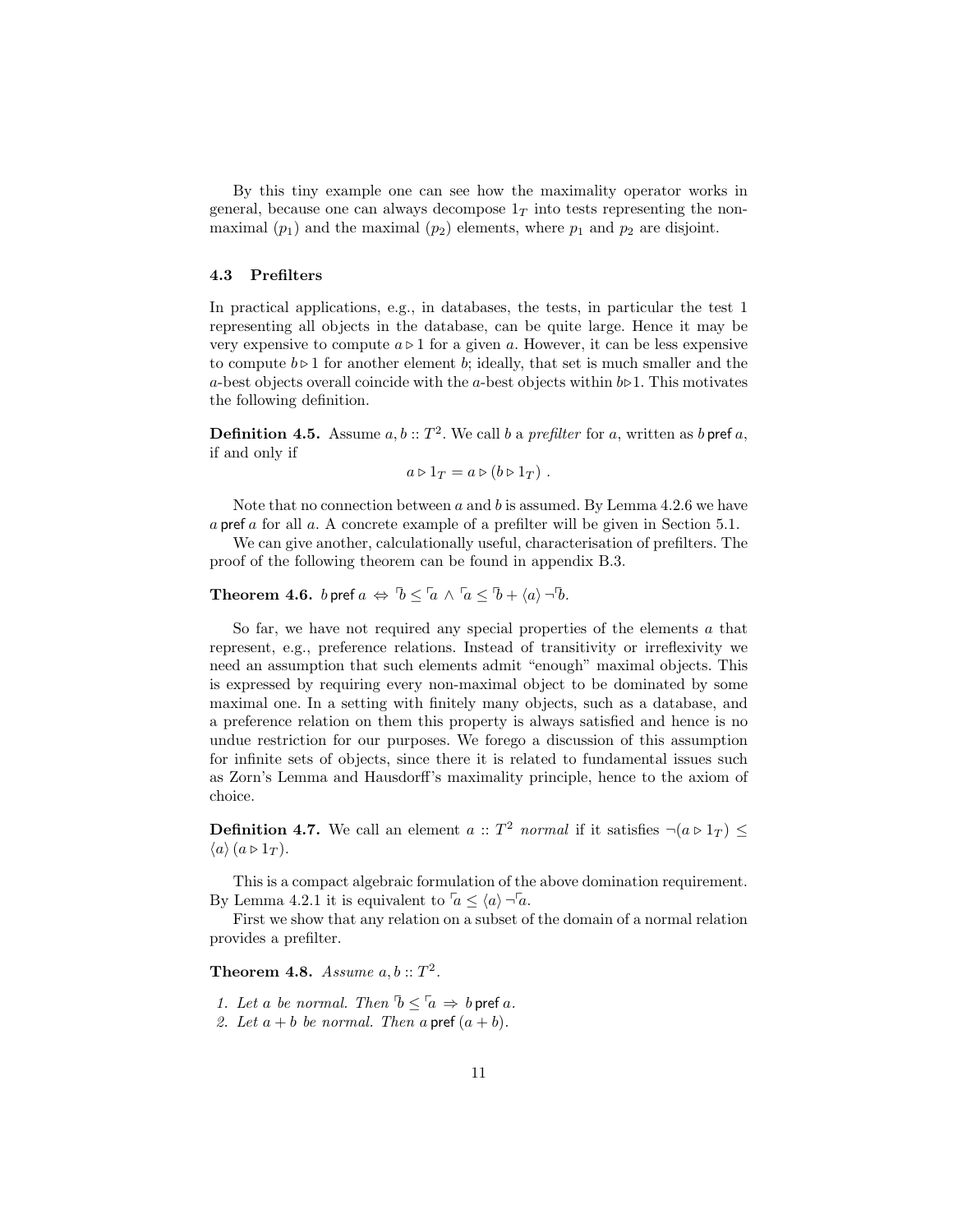By this tiny example one can see how the maximality operator works in general, because one can always decompose $1_T$ into tests representing the non-maximal ($p_1$) and the maximal ($p_2$) elements, where $p_1$ and $p_2$ are disjoint.

### 4.3 Prefilters

In practical applications, e.g., in databases, the tests, in particular the test 1 representing all objects in the database, can be quite large. Hence it may be very expensive to compute $a \rhd 1$ for a given $a$. However, it can be less expensive to compute $b \rhd 1$ for another element $b$; ideally, that set is much smaller and the $a$-best objects overall coincide with the $a$-best objects within $b \rhd 1$. This motivates the following definition.

**Definition 4.5.** Assume $a, b :: T^2$. We call $b$ a *prefilter* for $a$, written as $b \,\mathsf{pref}\, a$, if and only if

$$a \rhd 1_T = a \rhd (b \rhd 1_T) \ .$$

Note that no connection between $a$ and $b$ is assumed. By Lemma 4.2.6 we have $a \,\mathsf{pref}\, a$ for all $a$. A concrete example of a prefilter will be given in Section 5.1.

We can give another, calculationally useful, characterisation of prefilters. The proof of the following theorem can be found in appendix B.3.

**Theorem 4.6.** $b \,\mathsf{pref}\, a \Leftrightarrow \ulcorner b \leq \ulcorner a \wedge \ulcorner a \leq \ulcorner b + \langle a \rangle \neg \ulcorner b$.

So far, we have not required any special properties of the elements $a$ that represent, e.g., preference relations. Instead of transitivity or irreflexivity we need an assumption that such elements admit "enough" maximal objects. This is expressed by requiring every non-maximal object to be dominated by some maximal one. In a setting with finitely many objects, such as a database, and a preference relation on them this property is always satisfied and hence is no undue restriction for our purposes. We forego a discussion of this assumption for infinite sets of objects, since there it is related to fundamental issues such as Zorn's Lemma and Hausdorff's maximality principle, hence to the axiom of choice.

**Definition 4.7.** We call an element $a :: T^2$ *normal* if it satisfies $\neg(a \rhd 1_T) \leq \langle a \rangle (a \rhd 1_T)$.

This is a compact algebraic formulation of the above domination requirement. By Lemma 4.2.1 it is equivalent to $\ulcorner a \leq \langle a \rangle \neg \ulcorner a$.

First we show that any relation on a subset of the domain of a normal relation provides a prefilter.

**Theorem 4.8.** *Assume* $a, b :: T^2$.

1. *Let* $a$ *be normal. Then* $\ulcorner b \leq \ulcorner a \Rightarrow b \,\mathsf{pref}\, a$.
2. *Let* $a + b$ *be normal. Then* $a \,\mathsf{pref}\, (a + b)$.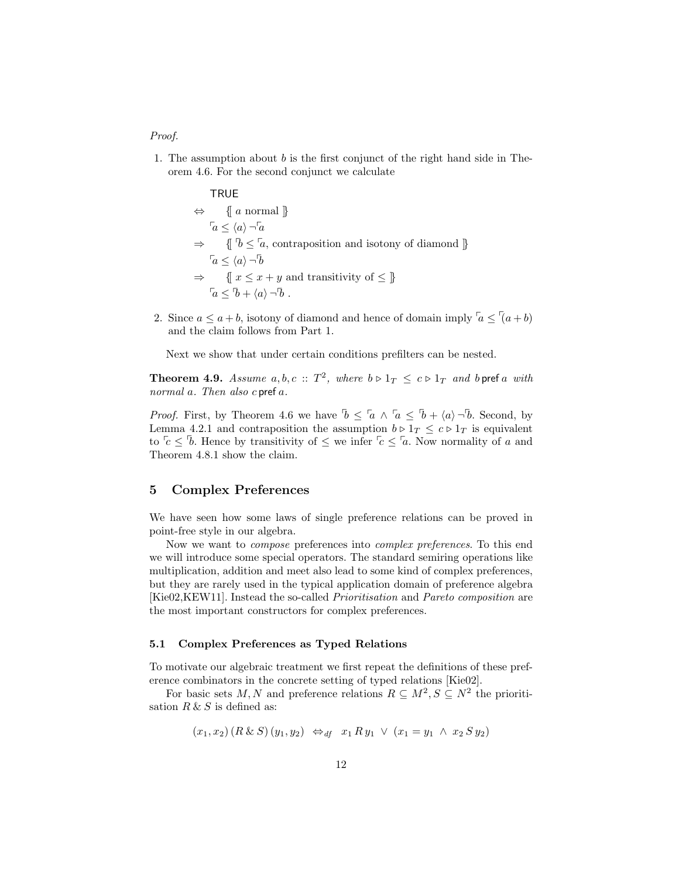*Proof.*

1. The assumption about $b$ is the first conjunct of the right hand side in Theorem 4.6. For the second conjunct we calculate

$$
\begin{array}{ll}
& \mathsf{TRUE} \\
\Leftrightarrow & \{\!\![\ a \text{ normal } ]\!\!\} \\
& \ulcorner a \leq \langle a \rangle \neg \ulcorner a \\
\Rightarrow & \{\!\![\ \ulcorner b \leq \ulcorner a, \text{ contraposition and isotony of diamond } ]\!\!\} \\
& \ulcorner a \leq \langle a \rangle \neg \ulcorner b \\
\Rightarrow & \{\!\![\ x \leq x + y \text{ and transitivity of } \leq\ ]\!\!\} \\
& \ulcorner a \leq \ulcorner b + \langle a \rangle \neg \ulcorner b\ .
\end{array}
$$

2. Since $a \leq a + b$, isotony of diamond and hence of domain imply $\ulcorner a \leq \ulcorner(a + b)$ and the claim follows from Part 1.

Next we show that under certain conditions prefilters can be nested.

**Theorem 4.9.** *Assume $a, b, c :: T^2$, where $b \rhd 1_T \ \leq\ c \rhd 1_T$ and $b\,\mathsf{pref}\,a$ with normal $a$. Then also $c\,\mathsf{pref}\,a$.*

*Proof.* First, by Theorem 4.6 we have $\ulcorner b \leq \ulcorner a \ \wedge\ \ulcorner a \leq \ulcorner b + \langle a \rangle \neg \ulcorner b$. Second, by Lemma 4.2.1 and contraposition the assumption $b \rhd 1_T \leq c \rhd 1_T$ is equivalent to $\ulcorner c \leq \ulcorner b$. Hence by transitivity of $\leq$ we infer $\ulcorner c \leq \ulcorner a$. Now normality of $a$ and Theorem 4.8.1 show the claim.

## 5 Complex Preferences

We have seen how some laws of single preference relations can be proved in point-free style in our algebra.

Now we want to *compose* preferences into *complex preferences*. To this end we will introduce some special operators. The standard semiring operations like multiplication, addition and meet also lead to some kind of complex preferences, but they are rarely used in the typical application domain of preference algebra [Kie02,KEW11]. Instead the so-called *Prioritisation* and *Pareto composition* are the most important constructors for complex preferences.

### 5.1 Complex Preferences as Typed Relations

To motivate our algebraic treatment we first repeat the definitions of these preference combinators in the concrete setting of typed relations [Kie02].

For basic sets $M, N$ and preference relations $R \subseteq M^2, S \subseteq N^2$ the prioritisation $R \,\&\, S$ is defined as:

$$(x_1, x_2)\,(R \,\&\, S)\,(y_1, y_2) \ \Leftrightarrow_{df}\ \ x_1\,R\,y_1 \ \vee\ (x_1 = y_1 \ \wedge\ x_2\,S\,y_2)$$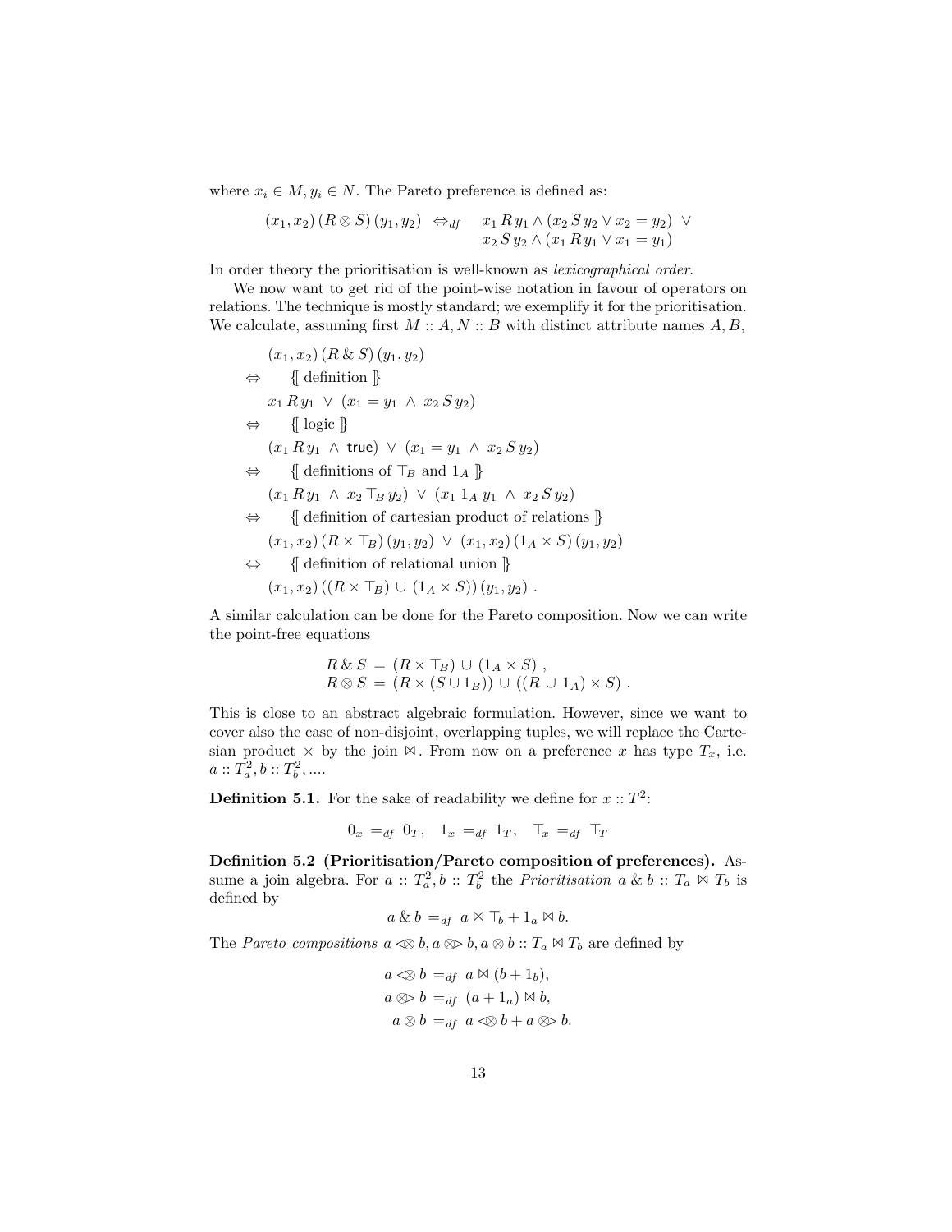where $x_i \in M, y_i \in N$. The Pareto preference is defined as:

$$(x_1, x_2)\,(R \otimes S)\,(y_1, y_2) \;\;\Leftrightarrow_{df}\;\; \begin{array}{l} x_1\,R\,y_1 \wedge (x_2\,S\,y_2 \vee x_2 = y_2) \;\vee \\ x_2\,S\,y_2 \wedge (x_1\,R\,y_1 \vee x_1 = y_1) \end{array}$$

In order theory the prioritisation is well-known as *lexicographical order*.

We now want to get rid of the point-wise notation in favour of operators on relations. The technique is mostly standard; we exemplify it for the prioritisation. We calculate, assuming first $M :: A, N :: B$ with distinct attribute names $A, B$,

$$\begin{array}{ll}
& (x_1, x_2)\,(R \,\&\, S)\,(y_1, y_2) \\
\Leftrightarrow & \quad \{\!\![\text{ definition }]\!\!\} \\
& x_1\,R\,y_1 \;\vee\; (x_1 = y_1 \;\wedge\; x_2\,S\,y_2) \\
\Leftrightarrow & \quad \{\!\![\text{ logic }]\!\!\} \\
& (x_1\,R\,y_1 \;\wedge\; \mathsf{true}) \;\vee\; (x_1 = y_1 \;\wedge\; x_2\,S\,y_2) \\
\Leftrightarrow & \quad \{\!\![\text{ definitions of } \top_B \text{ and } 1_A \;]\!\!\} \\
& (x_1\,R\,y_1 \;\wedge\; x_2 \top_B y_2) \;\vee\; (x_1\;1_A\;y_1 \;\wedge\; x_2\,S\,y_2) \\
\Leftrightarrow & \quad \{\!\![\text{ definition of cartesian product of relations }]\!\!\} \\
& (x_1, x_2)\,(R \times \top_B)\,(y_1, y_2) \;\vee\; (x_1, x_2)\,(1_A \times S)\,(y_1, y_2) \\
\Leftrightarrow & \quad \{\!\![\text{ definition of relational union }]\!\!\} \\
& (x_1, x_2)\,((R \times \top_B) \cup (1_A \times S))\,(y_1, y_2)\;.
\end{array}$$

A similar calculation can be done for the Pareto composition. Now we can write the point-free equations

$$\begin{array}{l}
R \,\&\, S \;=\; (R \times \top_B) \cup (1_A \times S)\;, \\
R \otimes S \;=\; (R \times (S \cup 1_B)) \cup ((R \cup 1_A) \times S)\;.
\end{array}$$

This is close to an abstract algebraic formulation. However, since we want to cover also the case of non-disjoint, overlapping tuples, we will replace the Cartesian product $\times$ by the join $\bowtie$. From now on a preference $x$ has type $T_x$, i.e. $a :: T_a^2, b :: T_b^2, ....$

**Definition 5.1.** For the sake of readability we define for $x :: T^2$:

$$0_x \;=_{df}\; 0_T, \quad 1_x \;=_{df}\; 1_T, \quad \top_x \;=_{df}\; \top_T$$

**Definition 5.2 (Prioritisation/Pareto composition of preferences).** Assume a join algebra. For $a :: T_a^2, b :: T_b^2$ the *Prioritisation* $a \,\&\, b :: T_a \bowtie T_b$ is defined by

$$a \,\&\, b \;=_{df}\; a \bowtie \top_b + 1_a \bowtie b.$$

The *Pareto compositions* $a \mathbin{\lessdot\!\!\otimes} b, a \mathbin{\otimes\!\!\gtrdot} b, a \otimes b :: T_a \bowtie T_b$ are defined by

$$\begin{array}{rl}
a \mathbin{\lessdot\!\!\otimes} b &=_{df}\; a \bowtie (b + 1_b), \\
a \mathbin{\otimes\!\!\gtrdot} b &=_{df}\; (a + 1_a) \bowtie b, \\
a \otimes b &=_{df}\; a \mathbin{\lessdot\!\!\otimes} b + a \mathbin{\otimes\!\!\gtrdot} b.
\end{array}$$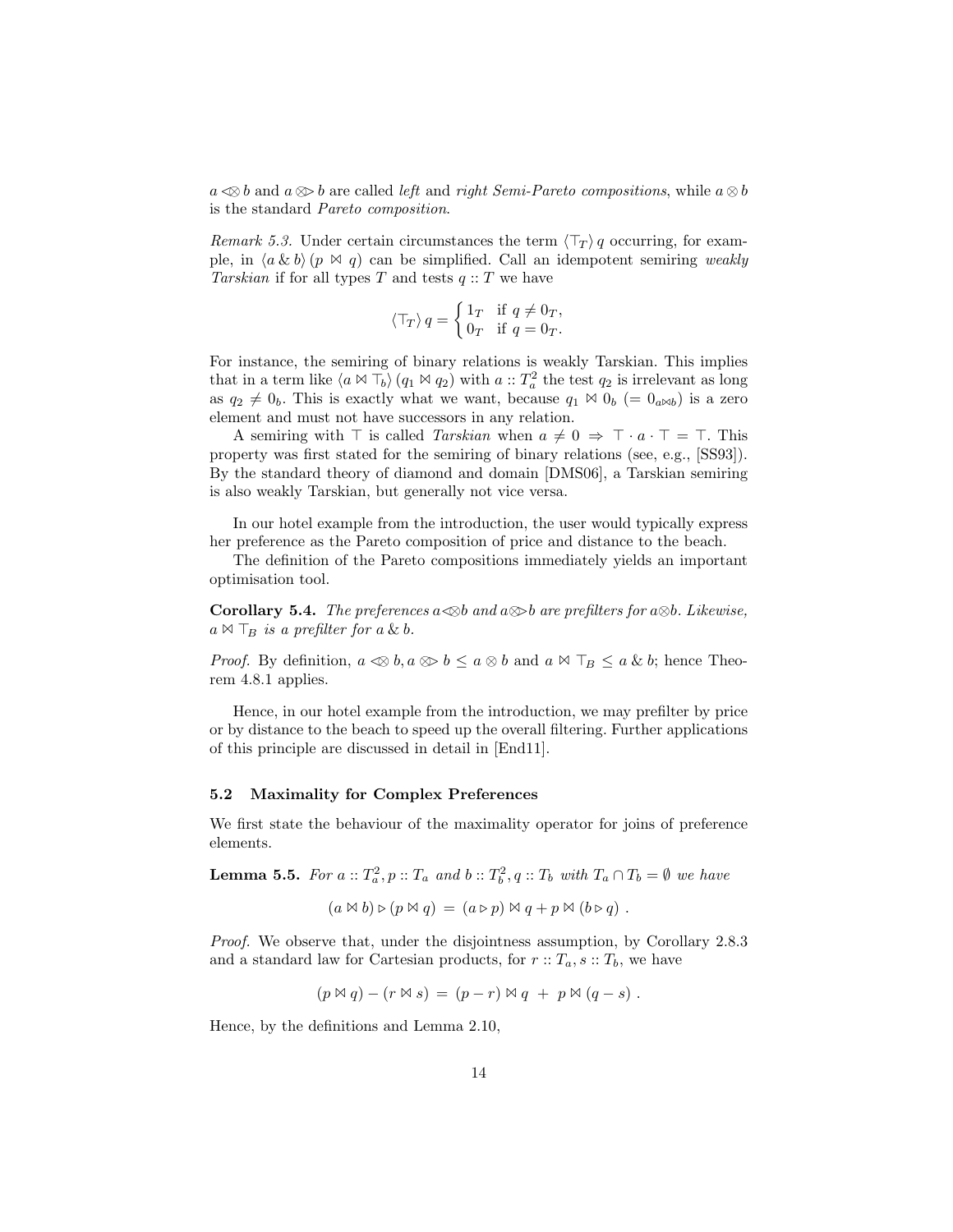$a \mathbin{\lessdot\!\!\otimes} b$ and $a \mathbin{\otimes\!\!\gtrdot} b$ are called *left* and *right Semi-Pareto compositions*, while $a \otimes b$ is the standard *Pareto composition*.

*Remark 5.3.* Under certain circumstances the term $\langle \top_T \rangle\, q$ occurring, for example, in $\langle a \,\&\, b\rangle\, (p \bowtie q)$ can be simplified. Call an idempotent semiring *weakly Tarskian* if for all types $T$ and tests $q :: T$ we have

$$\langle \top_T \rangle\, q = \begin{cases} 1_T & \text{if } q \neq 0_T, \\ 0_T & \text{if } q = 0_T. \end{cases}$$

For instance, the semiring of binary relations is weakly Tarskian. This implies that in a term like $\langle a \bowtie \top_b \rangle\, (q_1 \bowtie q_2)$ with $a :: T_a^2$ the test $q_2$ is irrelevant as long as $q_2 \neq 0_b$. This is exactly what we want, because $q_1 \bowtie 0_b$ ($= 0_{a \bowtie b}$) is a zero element and must not have successors in any relation.

A semiring with $\top$ is called *Tarskian* when $a \neq 0 \;\Rightarrow\; \top \cdot a \cdot \top = \top$. This property was first stated for the semiring of binary relations (see, e.g., [SS93]). By the standard theory of diamond and domain [DMS06], a Tarskian semiring is also weakly Tarskian, but generally not vice versa.

In our hotel example from the introduction, the user would typically express her preference as the Pareto composition of price and distance to the beach.

The definition of the Pareto compositions immediately yields an important optimisation tool.

**Corollary 5.4.** *The preferences $a \mathbin{\lessdot\!\!\otimes} b$ and $a \mathbin{\otimes\!\!\gtrdot} b$ are prefilters for $a \otimes b$. Likewise, $a \bowtie \top_B$ is a prefilter for $a \,\&\, b$.*

*Proof.* By definition, $a \mathbin{\lessdot\!\!\otimes} b, a \mathbin{\otimes\!\!\gtrdot} b \leq a \otimes b$ and $a \bowtie \top_B \leq a \,\&\, b$; hence Theorem 4.8.1 applies.

Hence, in our hotel example from the introduction, we may prefilter by price or by distance to the beach to speed up the overall filtering. Further applications of this principle are discussed in detail in [End11].

### 5.2 Maximality for Complex Preferences

We first state the behaviour of the maximality operator for joins of preference elements.

**Lemma 5.5.** *For $a :: T_a^2, p :: T_a$ and $b :: T_b^2, q :: T_b$ with $T_a \cap T_b = \emptyset$ we have*

$$(a \bowtie b) \rhd (p \bowtie q) \;=\; (a \rhd p) \bowtie q + p \bowtie (b \rhd q)\ .$$

*Proof.* We observe that, under the disjointness assumption, by Corollary 2.8.3 and a standard law for Cartesian products, for $r :: T_a, s :: T_b$, we have

$$(p \bowtie q) - (r \bowtie s) \;=\; (p - r) \bowtie q \;+\; p \bowtie (q - s)\ .$$

Hence, by the definitions and Lemma 2.10,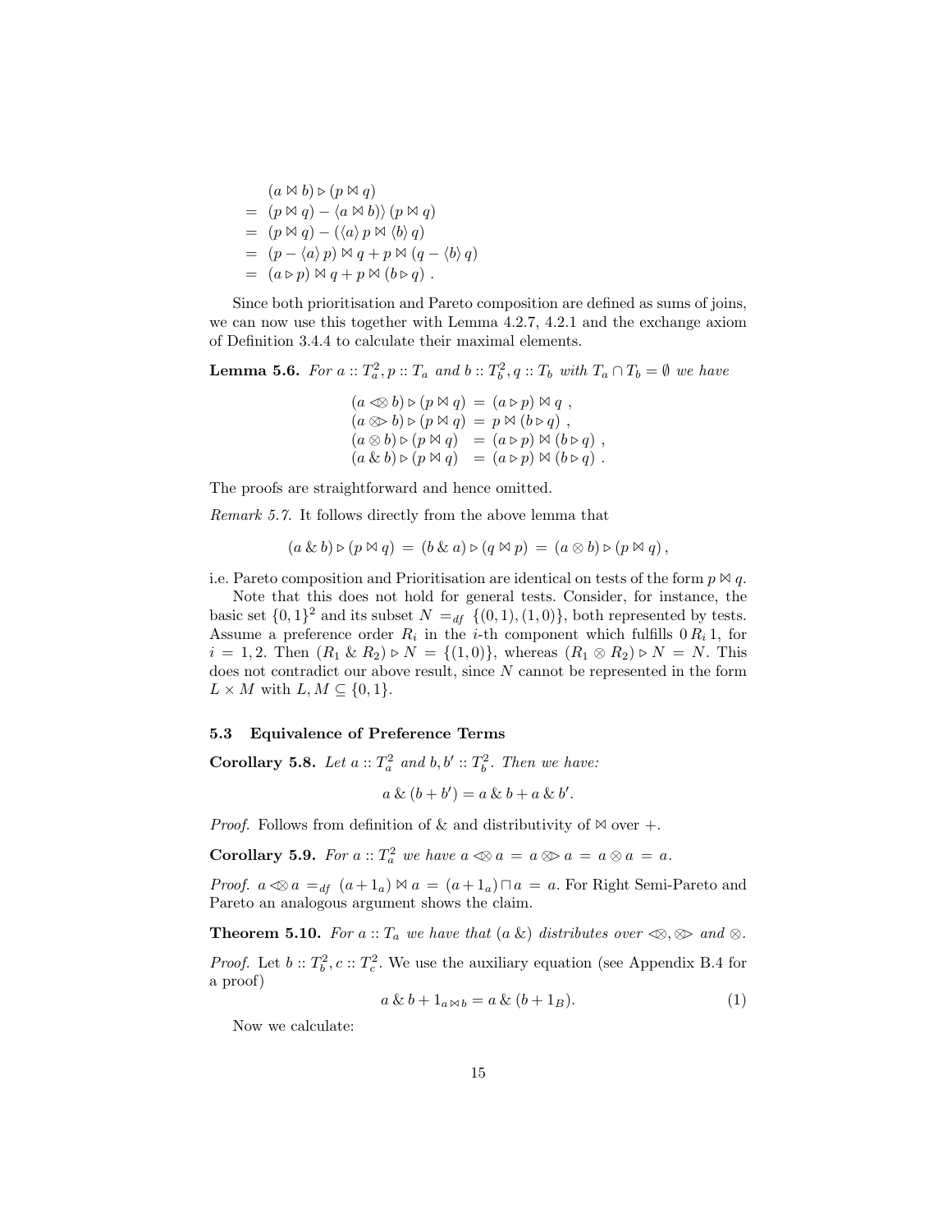$$
\begin{aligned}
& (a \bowtie b) \triangleright (p \bowtie q) \\
= \; & (p \bowtie q) - \langle a \bowtie b) \rangle \, (p \bowtie q) \\
= \; & (p \bowtie q) - (\langle a \rangle \, p \bowtie \langle b \rangle \, q) \\
= \; & (p - \langle a \rangle \, p) \bowtie q + p \bowtie (q - \langle b \rangle \, q) \\
= \; & (a \triangleright p) \bowtie q + p \bowtie (b \triangleright q) \; .
\end{aligned}
$$

Since both prioritisation and Pareto composition are defined as sums of joins, we can now use this together with Lemma 4.2.7, 4.2.1 and the exchange axiom of Definition 3.4.4 to calculate their maximal elements.

**Lemma 5.6.** *For $a :: T_a^2, p :: T_a$ and $b :: T_b^2, q :: T_b$ with $T_a \cap T_b = \emptyset$ we have*

$$
\begin{aligned}
(a \lessdot\!\!\otimes b) \triangleright (p \bowtie q) &= (a \triangleright p) \bowtie q \; , \\
(a \otimes\!\!\gtrdot b) \triangleright (p \bowtie q) &= p \bowtie (b \triangleright q) \; , \\
(a \otimes b) \triangleright (p \bowtie q) &= (a \triangleright p) \bowtie (b \triangleright q) \; , \\
(a \,\&\, b) \triangleright (p \bowtie q) &= (a \triangleright p) \bowtie (b \triangleright q) \; .
\end{aligned}
$$

The proofs are straightforward and hence omitted.

*Remark 5.7.* It follows directly from the above lemma that

$$
(a \,\&\, b) \triangleright (p \bowtie q) \; = \; (b \,\&\, a) \triangleright (q \bowtie p) \; = \; (a \otimes b) \triangleright (p \bowtie q) \, ,
$$

i.e. Pareto composition and Prioritisation are identical on tests of the form $p \bowtie q$.

Note that this does not hold for general tests. Consider, for instance, the basic set $\{0,1\}^2$ and its subset $N =_{df} \{(0,1),(1,0)\}$, both represented by tests. Assume a preference order $R_i$ in the $i$-th component which fulfills $0 \, R_i \, 1$, for $i = 1,2$. Then $(R_1 \,\&\, R_2) \triangleright N = \{(1,0)\}$, whereas $(R_1 \otimes R_2) \triangleright N = N$. This does not contradict our above result, since $N$ cannot be represented in the form $L \times M$ with $L, M \subseteq \{0,1\}$.

### 5.3 Equivalence of Preference Terms

**Corollary 5.8.** *Let $a :: T_a^2$ and $b, b' :: T_b^2$. Then we have:*

$$
a \,\&\, (b + b') = a \,\&\, b + a \,\&\, b'.
$$

*Proof.* Follows from definition of $\&$ and distributivity of $\bowtie$ over $+$.

**Corollary 5.9.** *For $a :: T_a^2$ we have $a \lessdot\!\!\otimes a \, = \, a \otimes\!\!\gtrdot a \, = \, a \otimes a \, = \, a$.*

*Proof.* $a \lessdot\!\!\otimes a \, =_{df} \, (a + 1_a) \bowtie a \, = \, (a + 1_a) \sqcap a \, = \, a$. For Right Semi-Pareto and Pareto an analogous argument shows the claim.

**Theorem 5.10.** *For $a :: T_a$ we have that $(a \,\&)$ distributes over $\lessdot\!\!\otimes, \otimes\!\!\gtrdot$ and $\otimes$.*

*Proof.* Let $b :: T_b^2, c :: T_c^2$. We use the auxiliary equation (see Appendix B.4 for a proof)

$$
a \,\&\, b + 1_{a \bowtie b} = a \,\&\, (b + 1_B). \tag{1}
$$

Now we calculate: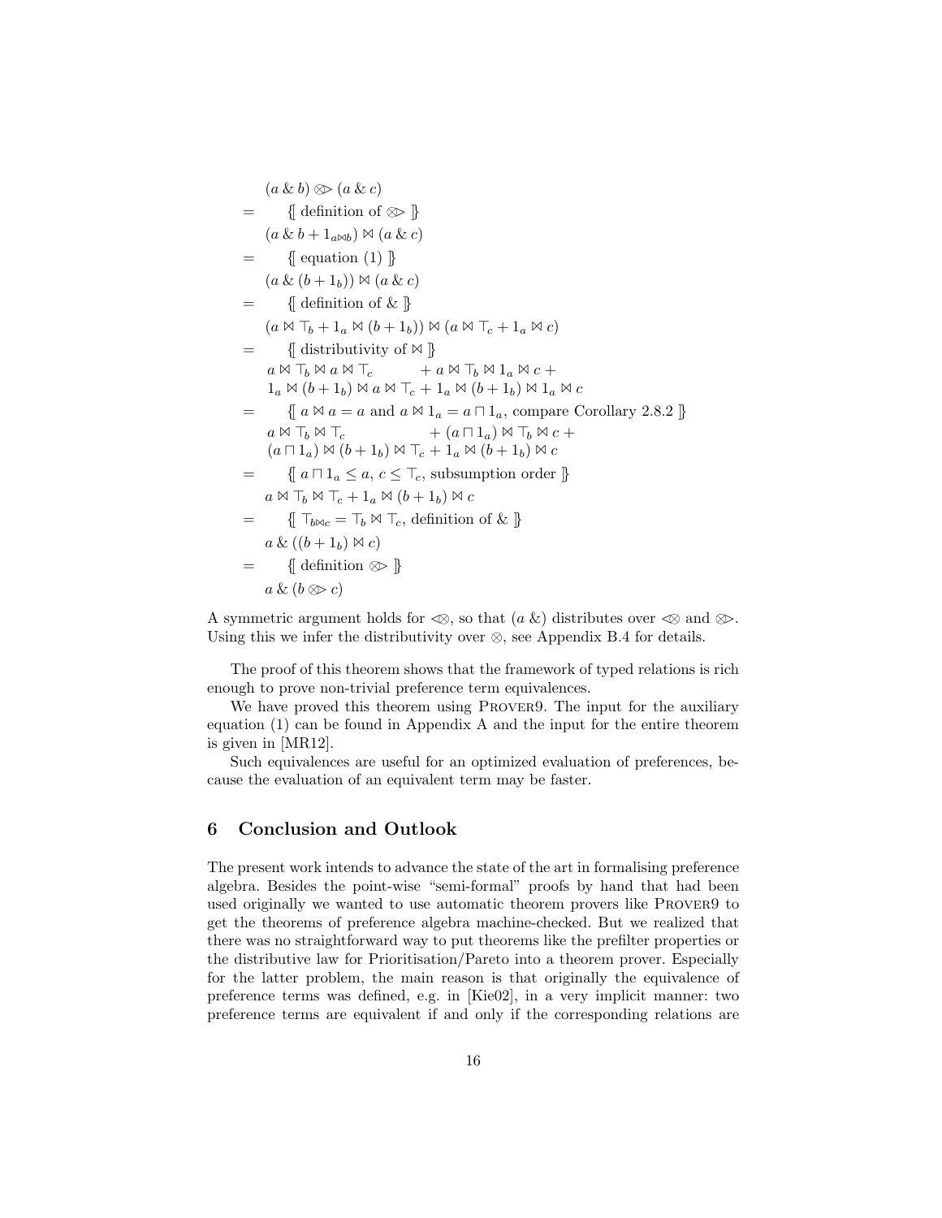$$
\begin{array}{cl}
 & (a \mathbin{\&} b) \mathbin{\otimes\!\!>} (a \mathbin{\&} c) \\
= & \quad \{\!\![ \text{ definition of } \otimes\!\!> \ ]\!\!\} \\
 & (a \mathbin{\&} b + 1_{a \bowtie b}) \bowtie (a \mathbin{\&} c) \\
= & \quad \{\!\![ \text{ equation (1) } ]\!\!\} \\
 & (a \mathbin{\&} (b + 1_b)) \bowtie (a \mathbin{\&} c) \\
= & \quad \{\!\![ \text{ definition of } \& \ ]\!\!\} \\
 & (a \bowtie \top_b + 1_a \bowtie (b + 1_b)) \bowtie (a \bowtie \top_c + 1_a \bowtie c) \\
= & \quad \{\!\![ \text{ distributivity of } \bowtie \ ]\!\!\} \\
 & a \bowtie \top_b \bowtie a \bowtie \top_c \qquad\qquad + a \bowtie \top_b \bowtie 1_a \bowtie c + \\
 & 1_a \bowtie (b + 1_b) \bowtie a \bowtie \top_c + 1_a \bowtie (b + 1_b) \bowtie 1_a \bowtie c \\
= & \quad \{\!\![ \ a \bowtie a = a \text{ and } a \bowtie 1_a = a \sqcap 1_a, \text{ compare Corollary 2.8.2 } ]\!\!\} \\
 & a \bowtie \top_b \bowtie \top_c \qquad\qquad\qquad + (a \sqcap 1_a) \bowtie \top_b \bowtie c + \\
 & (a \sqcap 1_a) \bowtie (b + 1_b) \bowtie \top_c + 1_a \bowtie (b + 1_b) \bowtie c \\
= & \quad \{\!\![ \ a \sqcap 1_a \leq a, \ c \leq \top_c, \text{ subsumption order } ]\!\!\} \\
 & a \bowtie \top_b \bowtie \top_c + 1_a \bowtie (b + 1_b) \bowtie c \\
= & \quad \{\!\![ \ \top_{b \bowtie c} = \top_b \bowtie \top_c, \text{ definition of } \& \ ]\!\!\} \\
 & a \mathbin{\&} ((b + 1_b) \bowtie c) \\
= & \quad \{\!\![ \text{ definition } \otimes\!\!> \ ]\!\!\} \\
 & a \mathbin{\&} (b \mathbin{\otimes\!\!>} c)
\end{array}
$$

A symmetric argument holds for $<\!\!\otimes$, so that $(a \,\&)$ distributes over $<\!\!\otimes$ and $\otimes\!\!>$. Using this we infer the distributivity over $\otimes$, see Appendix B.4 for details.

The proof of this theorem shows that the framework of typed relations is rich enough to prove non-trivial preference term equivalences.

We have proved this theorem using Prover9. The input for the auxiliary equation (1) can be found in Appendix A and the input for the entire theorem is given in [MR12].

Such equivalences are useful for an optimized evaluation of preferences, because the evaluation of an equivalent term may be faster.

## 6 Conclusion and Outlook

The present work intends to advance the state of the art in formalising preference algebra. Besides the point-wise "semi-formal" proofs by hand that had been used originally we wanted to use automatic theorem provers like Prover9 to get the theorems of preference algebra machine-checked. But we realized that there was no straightforward way to put theorems like the prefilter properties or the distributive law for Prioritisation/Pareto into a theorem prover. Especially for the latter problem, the main reason is that originally the equivalence of preference terms was defined, e.g. in [Kie02], in a very implicit manner: two preference terms are equivalent if and only if the corresponding relations are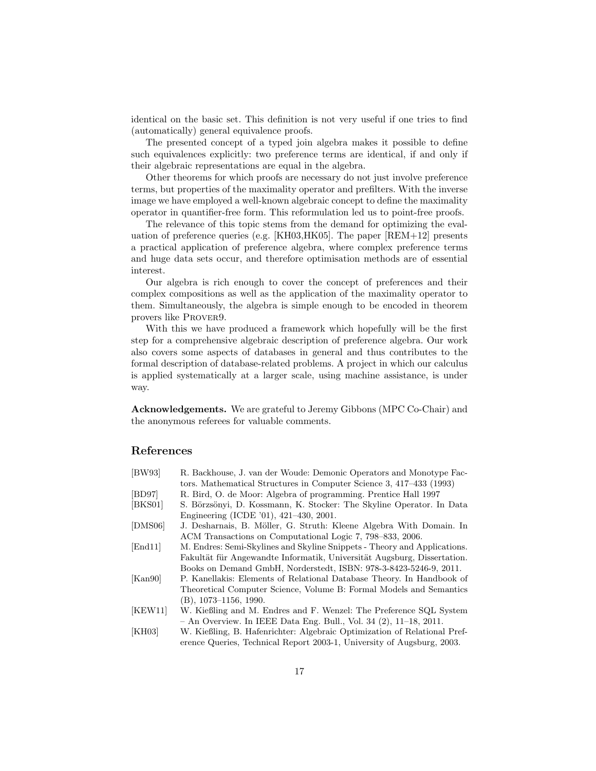identical on the basic set. This definition is not very useful if one tries to find (automatically) general equivalence proofs.

The presented concept of a typed join algebra makes it possible to define such equivalences explicitly: two preference terms are identical, if and only if their algebraic representations are equal in the algebra.

Other theorems for which proofs are necessary do not just involve preference terms, but properties of the maximality operator and prefilters. With the inverse image we have employed a well-known algebraic concept to define the maximality operator in quantifier-free form. This reformulation led us to point-free proofs.

The relevance of this topic stems from the demand for optimizing the evaluation of preference queries (e.g. [KH03,HK05]. The paper [REM+12] presents a practical application of preference algebra, where complex preference terms and huge data sets occur, and therefore optimisation methods are of essential interest.

Our algebra is rich enough to cover the concept of preferences and their complex compositions as well as the application of the maximality operator to them. Simultaneously, the algebra is simple enough to be encoded in theorem provers like Prover9.

With this we have produced a framework which hopefully will be the first step for a comprehensive algebraic description of preference algebra. Our work also covers some aspects of databases in general and thus contributes to the formal description of database-related problems. A project in which our calculus is applied systematically at a larger scale, using machine assistance, is under way.

**Acknowledgements.** We are grateful to Jeremy Gibbons (MPC Co-Chair) and the anonymous referees for valuable comments.

## References

[BW93] R. Backhouse, J. van der Woude: Demonic Operators and Monotype Factors. Mathematical Structures in Computer Science 3, 417–433 (1993)

[BD97] R. Bird, O. de Moor: Algebra of programming. Prentice Hall 1997

[BKS01] S. Börzsönyi, D. Kossmann, K. Stocker: The Skyline Operator. In Data Engineering (ICDE '01), 421–430, 2001.

[DMS06] J. Desharnais, B. Möller, G. Struth: Kleene Algebra With Domain. In ACM Transactions on Computational Logic 7, 798–833, 2006.

[End11] M. Endres: Semi-Skylines and Skyline Snippets - Theory and Applications. Fakultät für Angewandte Informatik, Universität Augsburg, Dissertation. Books on Demand GmbH, Norderstedt, ISBN: 978-3-8423-5246-9, 2011.

[Kan90] P. Kanellakis: Elements of Relational Database Theory. In Handbook of Theoretical Computer Science, Volume B: Formal Models and Semantics (B), 1073–1156, 1990.

[KEW11] W. Kießling and M. Endres and F. Wenzel: The Preference SQL System – An Overview. In IEEE Data Eng. Bull., Vol. 34 (2), 11–18, 2011.

[KH03] W. Kießling, B. Hafenrichter: Algebraic Optimization of Relational Preference Queries, Technical Report 2003-1, University of Augsburg, 2003.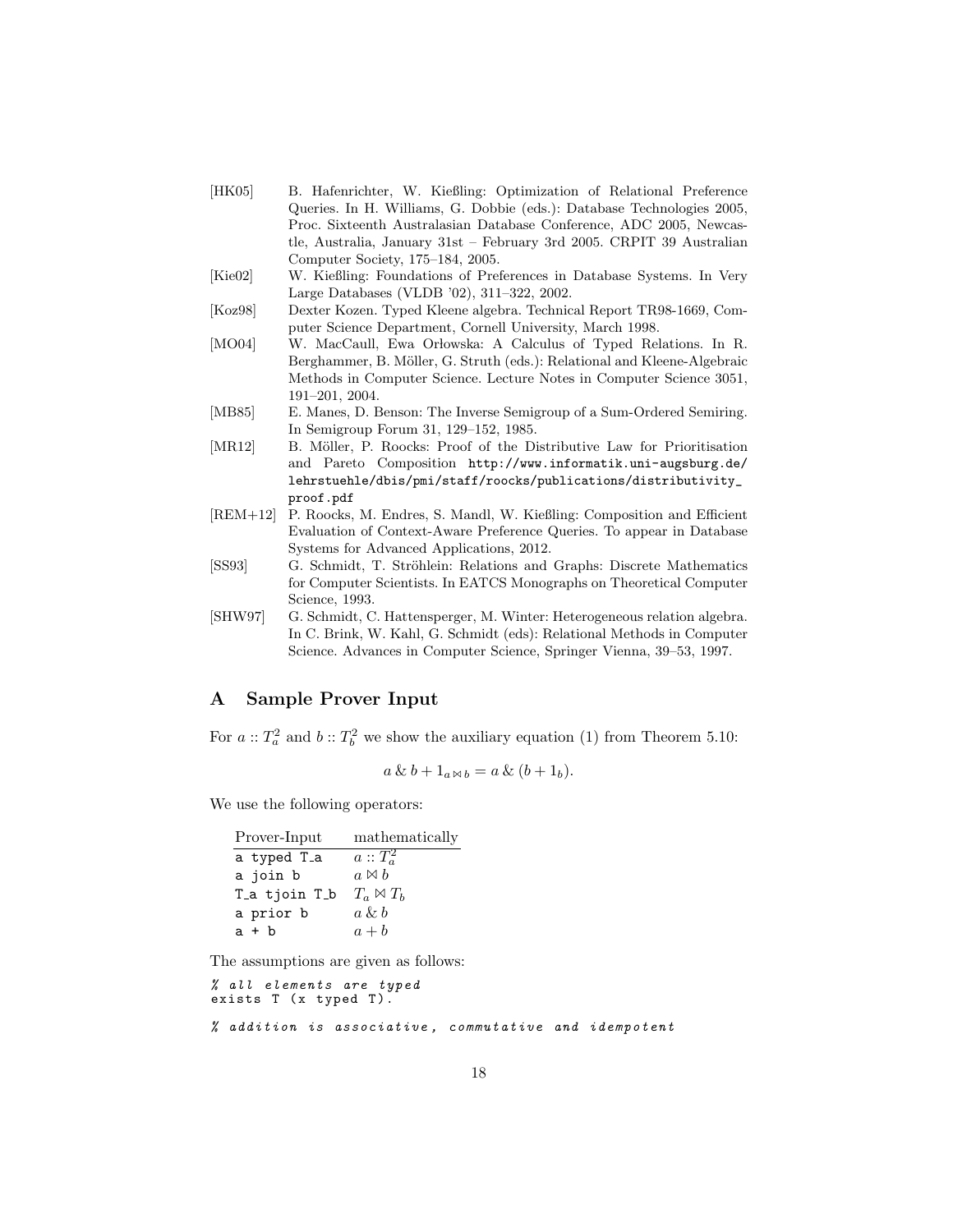[HK05] B. Hafenrichter, W. Kießling: Optimization of Relational Preference Queries. In H. Williams, G. Dobbie (eds.): Database Technologies 2005, Proc. Sixteenth Australasian Database Conference, ADC 2005, Newcastle, Australia, January 31st – February 3rd 2005. CRPIT 39 Australian Computer Society, 175–184, 2005.

[Kie02] W. Kießling: Foundations of Preferences in Database Systems. In Very Large Databases (VLDB '02), 311–322, 2002.

[Koz98] Dexter Kozen. Typed Kleene algebra. Technical Report TR98-1669, Computer Science Department, Cornell University, March 1998.

[MO04] W. MacCaull, Ewa Orłowska: A Calculus of Typed Relations. In R. Berghammer, B. Möller, G. Struth (eds.): Relational and Kleene-Algebraic Methods in Computer Science. Lecture Notes in Computer Science 3051, 191–201, 2004.

[MB85] E. Manes, D. Benson: The Inverse Semigroup of a Sum-Ordered Semiring. In Semigroup Forum 31, 129–152, 1985.

[MR12] B. Möller, P. Roocks: Proof of the Distributive Law for Prioritisation and Pareto Composition `http://www.informatik.uni-augsburg.de/lehrstuehle/dbis/pmi/staff/roocks/publications/distributivity_proof.pdf`

[REM+12] P. Roocks, M. Endres, S. Mandl, W. Kießling: Composition and Efficient Evaluation of Context-Aware Preference Queries. To appear in Database Systems for Advanced Applications, 2012.

[SS93] G. Schmidt, T. Ströhlein: Relations and Graphs: Discrete Mathematics for Computer Scientists. In EATCS Monographs on Theoretical Computer Science, 1993.

[SHW97] G. Schmidt, C. Hattensperger, M. Winter: Heterogeneous relation algebra. In C. Brink, W. Kahl, G. Schmidt (eds): Relational Methods in Computer Science. Advances in Computer Science, Springer Vienna, 39–53, 1997.

## A Sample Prover Input

For $a :: T_a^2$ and $b :: T_b^2$ we show the auxiliary equation (1) from Theorem 5.10:

$$a \,\&\, b + 1_{a \bowtie b} = a \,\&\, (b + 1_b).$$

We use the following operators:

| Prover-Input | mathematically |
|---|---|
| `a typed T_a` | $a :: T_a^2$ |
| `a join b` | $a \bowtie b$ |
| `T_a tjoin T_b` | $T_a \bowtie T_b$ |
| `a prior b` | $a \,\&\, b$ |
| `a + b` | $a + b$ |

The assumptions are given as follows:

```
% all elements are typed
exists T (x typed T).

% addition is associative, commutative and idempotent
```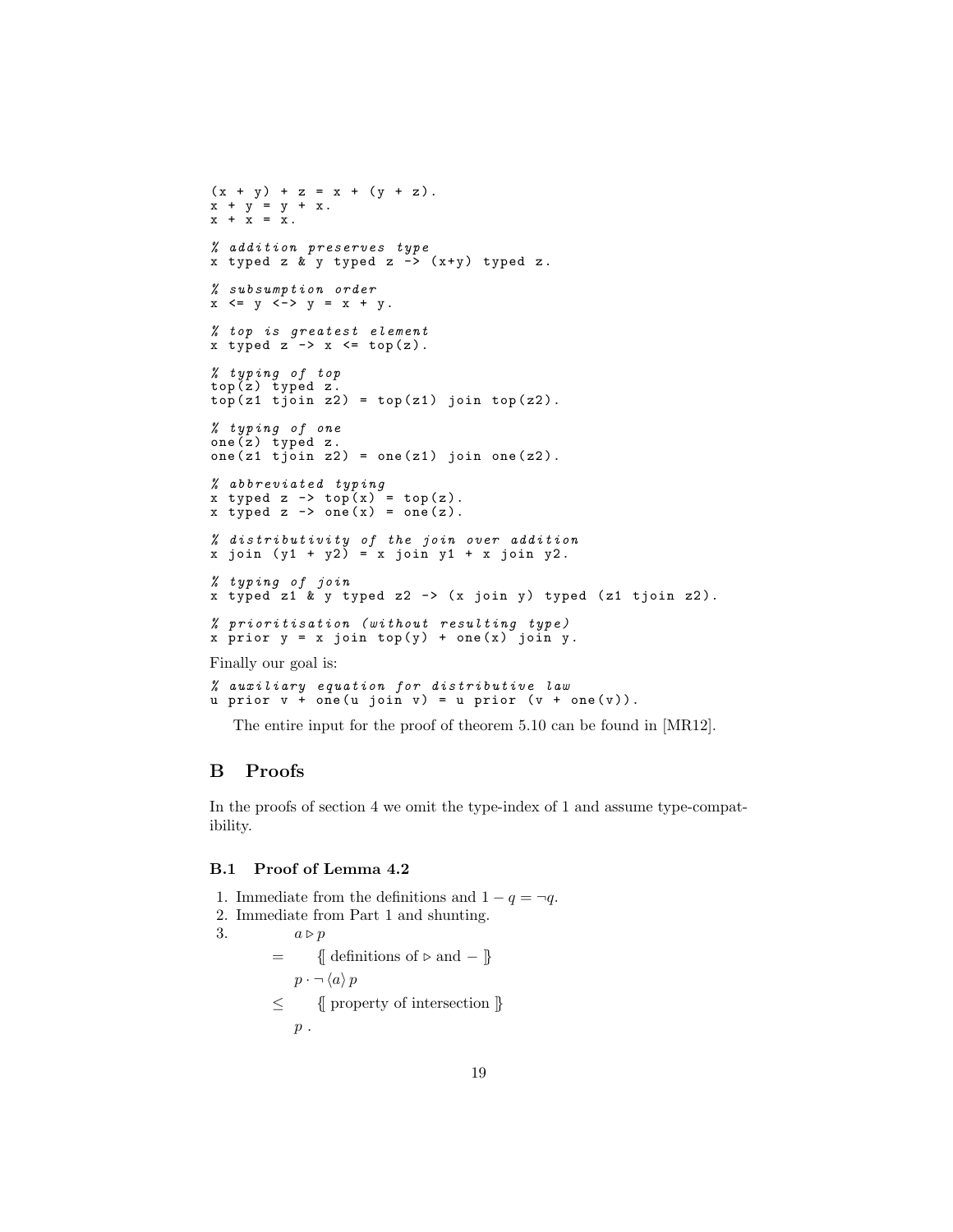```
(x + y) + z = x + (y + z).
x + y = y + x.
x + x = x.

% addition preserves type
x typed z & y typed z -> (x+y) typed z.

% subsumption order
x <= y <-> y = x + y.

% top is greatest element
x typed z -> x <= top(z).

% typing of top
top(z) typed z.
top(z1 tjoin z2) = top(z1) join top(z2).

% typing of one
one(z) typed z.
one(z1 tjoin z2) = one(z1) join one(z2).

% abbreviated typing
x typed z -> top(x) = top(z).
x typed z -> one(x) = one(z).

% distributivity of the join over addition
x join (y1 + y2) = x join y1 + x join y2.

% typing of join
x typed z1 & y typed z2 -> (x join y) typed (z1 tjoin z2).

% prioritisation (without resulting type)
x prior y = x join top(y) + one(x) join y.
```

Finally our goal is:

```
% auxiliary equation for distributive law
u prior v + one(u join v) = u prior (v + one(v)).
```

The entire input for the proof of theorem 5.10 can be found in [MR12].

## B Proofs

In the proofs of section 4 we omit the type-index of 1 and assume type-compatibility.

### B.1 Proof of Lemma 4.2

1. Immediate from the definitions and $1 - q = \neg q$.
2. Immediate from Part 1 and shunting.
3. 

$$
\begin{aligned}
& a \triangleright p \\
= \quad & \{\!\!\{ \text{ definitions of } \triangleright \text{ and } - \}\!\!\} \\
& p \cdot \neg \langle a \rangle \, p \\
\leq \quad & \{\!\!\{ \text{ property of intersection } \}\!\!\} \\
& p \, .
\end{aligned}
$$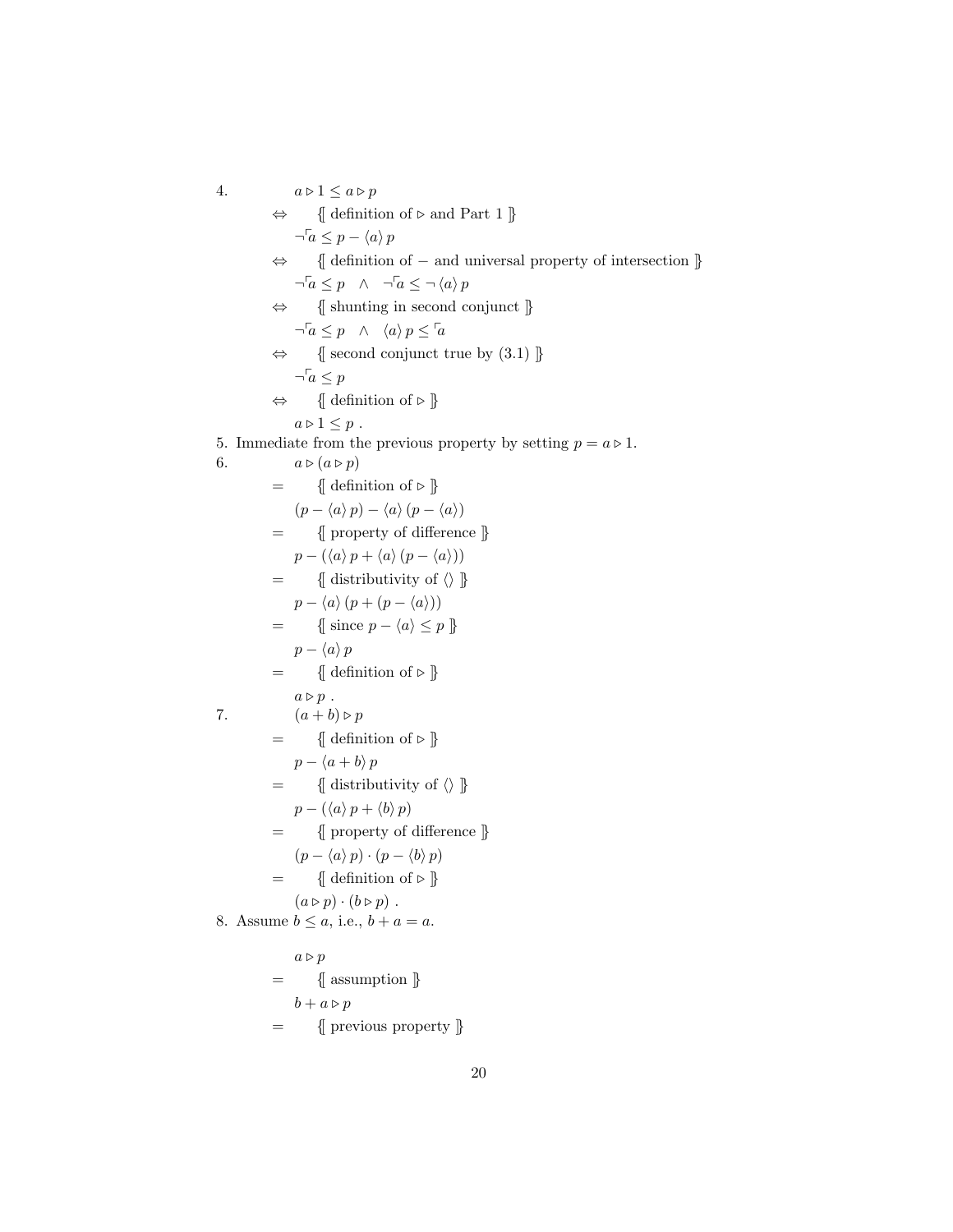4.

$$
\begin{array}{cl}
& a \triangleright 1 \leq a \triangleright p \\
\Leftrightarrow & \{\!\![ \text{ definition of } \triangleright \text{ and Part 1 } ]\!\!\} \\
& \neg{}^{\ulcorner}a \leq p - \langle a \rangle\, p \\
\Leftrightarrow & \{\!\![ \text{ definition of } - \text{ and universal property of intersection } ]\!\!\} \\
& \neg{}^{\ulcorner}a \leq p \quad \wedge \quad \neg{}^{\ulcorner}a \leq \neg\, \langle a \rangle\, p \\
\Leftrightarrow & \{\!\![ \text{ shunting in second conjunct } ]\!\!\} \\
& \neg{}^{\ulcorner}a \leq p \quad \wedge \quad \langle a \rangle\, p \leq {}^{\ulcorner}a \\
\Leftrightarrow & \{\!\![ \text{ second conjunct true by (3.1) } ]\!\!\} \\
& \neg{}^{\ulcorner}a \leq p \\
\Leftrightarrow & \{\!\![ \text{ definition of } \triangleright ]\!\!\} \\
& a \triangleright 1 \leq p \ .
\end{array}
$$

5. Immediate from the previous property by setting $p = a \triangleright 1$.

6.

$$
\begin{array}{cl}
& a \triangleright (a \triangleright p) \\
= & \{\!\![ \text{ definition of } \triangleright ]\!\!\} \\
& (p - \langle a \rangle\, p) - \langle a \rangle\, (p - \langle a \rangle) \\
= & \{\!\![ \text{ property of difference } ]\!\!\} \\
& p - (\langle a \rangle\, p + \langle a \rangle\, (p - \langle a \rangle)) \\
= & \{\!\![ \text{ distributivity of } \langle\rangle ]\!\!\} \\
& p - \langle a \rangle\, (p + (p - \langle a \rangle)) \\
= & \{\!\![ \text{ since } p - \langle a \rangle \leq p ]\!\!\} \\
& p - \langle a \rangle\, p \\
= & \{\!\![ \text{ definition of } \triangleright ]\!\!\} \\
& a \triangleright p \ .
\end{array}
$$

7.

$$
\begin{array}{cl}
& (a + b) \triangleright p \\
= & \{\!\![ \text{ definition of } \triangleright ]\!\!\} \\
& p - \langle a + b \rangle\, p \\
= & \{\!\![ \text{ distributivity of } \langle\rangle ]\!\!\} \\
& p - (\langle a \rangle\, p + \langle b \rangle\, p) \\
= & \{\!\![ \text{ property of difference } ]\!\!\} \\
& (p - \langle a \rangle\, p) \cdot (p - \langle b \rangle\, p) \\
= & \{\!\![ \text{ definition of } \triangleright ]\!\!\} \\
& (a \triangleright p) \cdot (b \triangleright p) \ .
\end{array}
$$

8. Assume $b \leq a$, i.e., $b + a = a$.

$$
\begin{array}{cl}
& a \triangleright p \\
= & \{\!\![ \text{ assumption } ]\!\!\} \\
& b + a \triangleright p \\
= & \{\!\![ \text{ previous property } ]\!\!\}
\end{array}
$$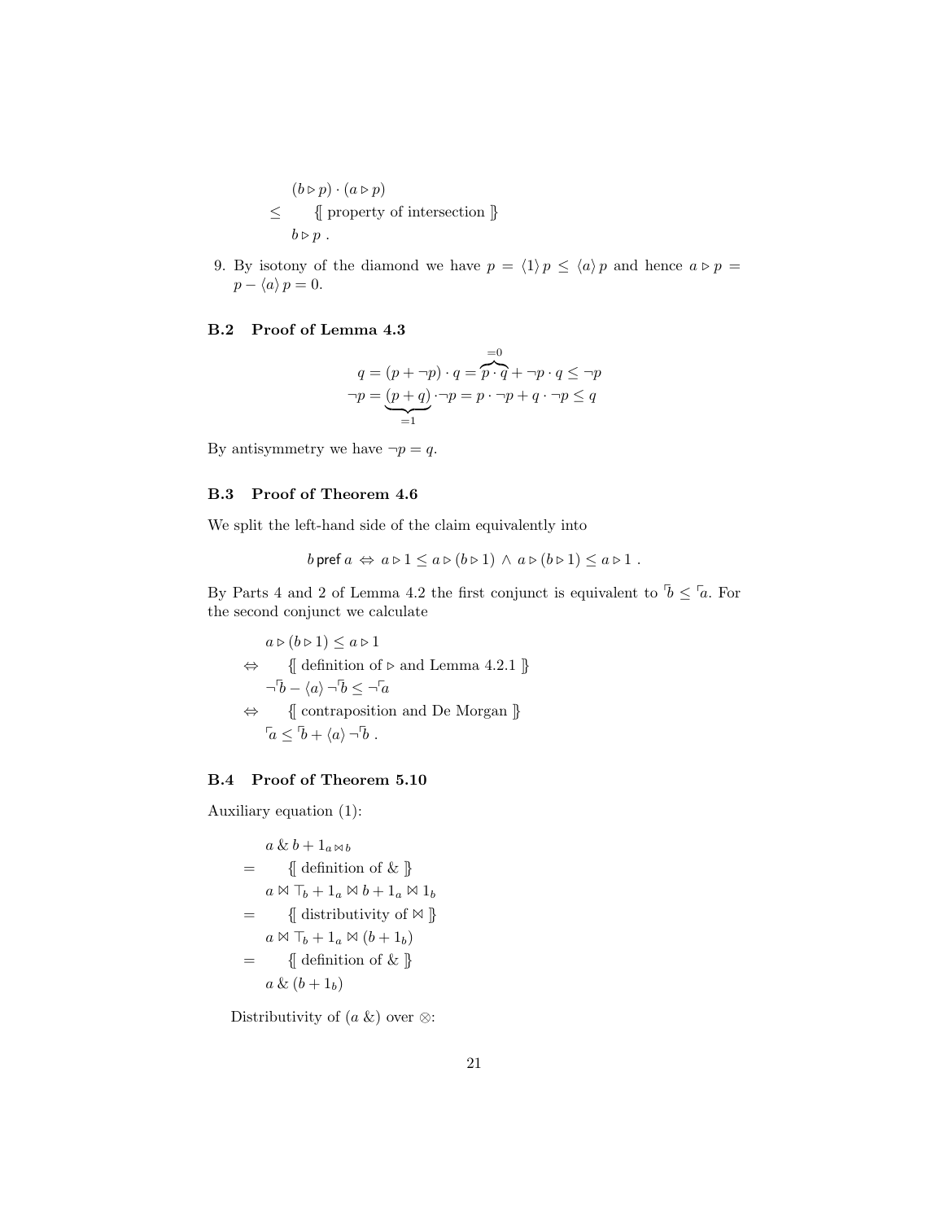$$
\begin{aligned}
& (b \triangleright p) \cdot (a \triangleright p) \\
\leq \quad & \{\!\![ \text{ property of intersection } ]\!\!\} \\
& b \triangleright p \ .
\end{aligned}
$$

9. By isotony of the diamond we have $p = \langle 1 \rangle \, p \leq \langle a \rangle \, p$ and hence $a \triangleright p = p - \langle a \rangle \, p = 0$.

### B.2 Proof of Lemma 4.3

$$
\begin{aligned}
q &= (p + \neg p) \cdot q = \overbrace{p \cdot q}^{=0} + \neg p \cdot q \leq \neg p \\
\neg p &= \underbrace{(p + q)}_{=1} \cdot \neg p = p \cdot \neg p + q \cdot \neg p \leq q
\end{aligned}
$$

By antisymmetry we have $\neg p = q$.

### B.3 Proof of Theorem 4.6

We split the left-hand side of the claim equivalently into

$$
b \, \mathsf{pref} \, a \ \Leftrightarrow \ a \triangleright 1 \leq a \triangleright (b \triangleright 1) \ \wedge \ a \triangleright (b \triangleright 1) \leq a \triangleright 1 \ .
$$

By Parts 4 and 2 of Lemma 4.2 the first conjunct is equivalent to $\ulcorner b \leq \ulcorner a$. For the second conjunct we calculate

$$
\begin{aligned}
& a \triangleright (b \triangleright 1) \leq a \triangleright 1 \\
\Leftrightarrow \quad & \{\!\![ \text{ definition of } \triangleright \text{ and Lemma 4.2.1 } ]\!\!\} \\
& \neg \ulcorner b - \langle a \rangle \, \neg \ulcorner b \leq \neg \ulcorner a \\
\Leftrightarrow \quad & \{\!\![ \text{ contraposition and De Morgan } ]\!\!\} \\
& \ulcorner a \leq \ulcorner b + \langle a \rangle \, \neg \ulcorner b \ .
\end{aligned}
$$

### B.4 Proof of Theorem 5.10

Auxiliary equation (1):

$$
\begin{aligned}
& a \,\&\, b + 1_{a \bowtie b} \\
= \quad & \{\!\![ \text{ definition of } \& \ ]\!\!\} \\
& a \bowtie \top_b + 1_a \bowtie b + 1_a \bowtie 1_b \\
= \quad & \{\!\![ \text{ distributivity of } \bowtie \ ]\!\!\} \\
& a \bowtie \top_b + 1_a \bowtie (b + 1_b) \\
= \quad & \{\!\![ \text{ definition of } \& \ ]\!\!\} \\
& a \,\&\, (b + 1_b)
\end{aligned}
$$

Distributivity of $(a \,\&)$ over $\otimes$: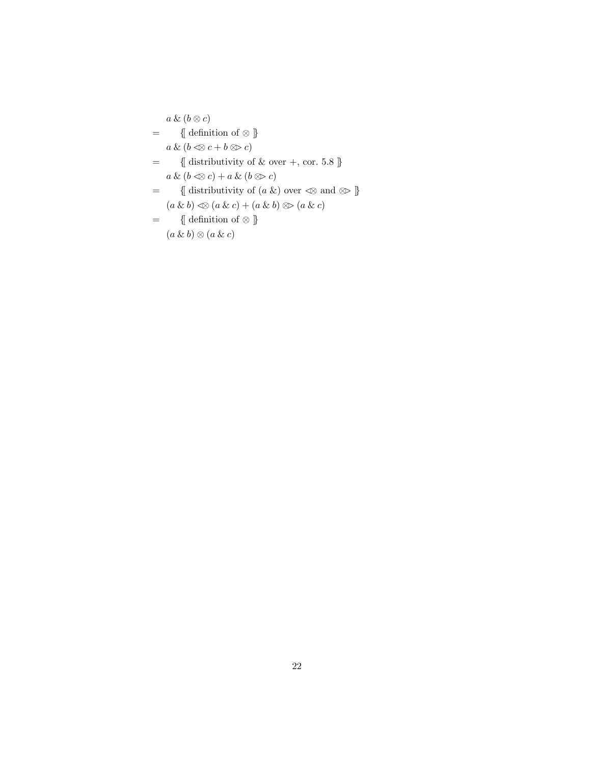$$
\begin{array}{ll}
 & a \mathbin{\&} (b \otimes c) \\
= & \quad \{\!\![ \text{ definition of } \otimes \,]\!\!\} \\
 & a \mathbin{\&} (b \mathbin{<\!\!\otimes} c + b \mathbin{\otimes\!\!>} c) \\
= & \quad \{\!\![ \text{ distributivity of } \& \text{ over } +, \text{ cor. 5.8 } ]\!\!\} \\
 & a \mathbin{\&} (b \mathbin{<\!\!\otimes} c) + a \mathbin{\&} (b \mathbin{\otimes\!\!>} c) \\
= & \quad \{\!\![ \text{ distributivity of } (a \,\&) \text{ over } <\!\!\otimes \text{ and } \otimes\!\!> \, ]\!\!\} \\
 & (a \mathbin{\&} b) \mathbin{<\!\!\otimes} (a \mathbin{\&} c) + (a \mathbin{\&} b) \mathbin{\otimes\!\!>} (a \mathbin{\&} c) \\
= & \quad \{\!\![ \text{ definition of } \otimes \,]\!\!\} \\
 & (a \mathbin{\&} b) \otimes (a \mathbin{\&} c)
\end{array}
$$